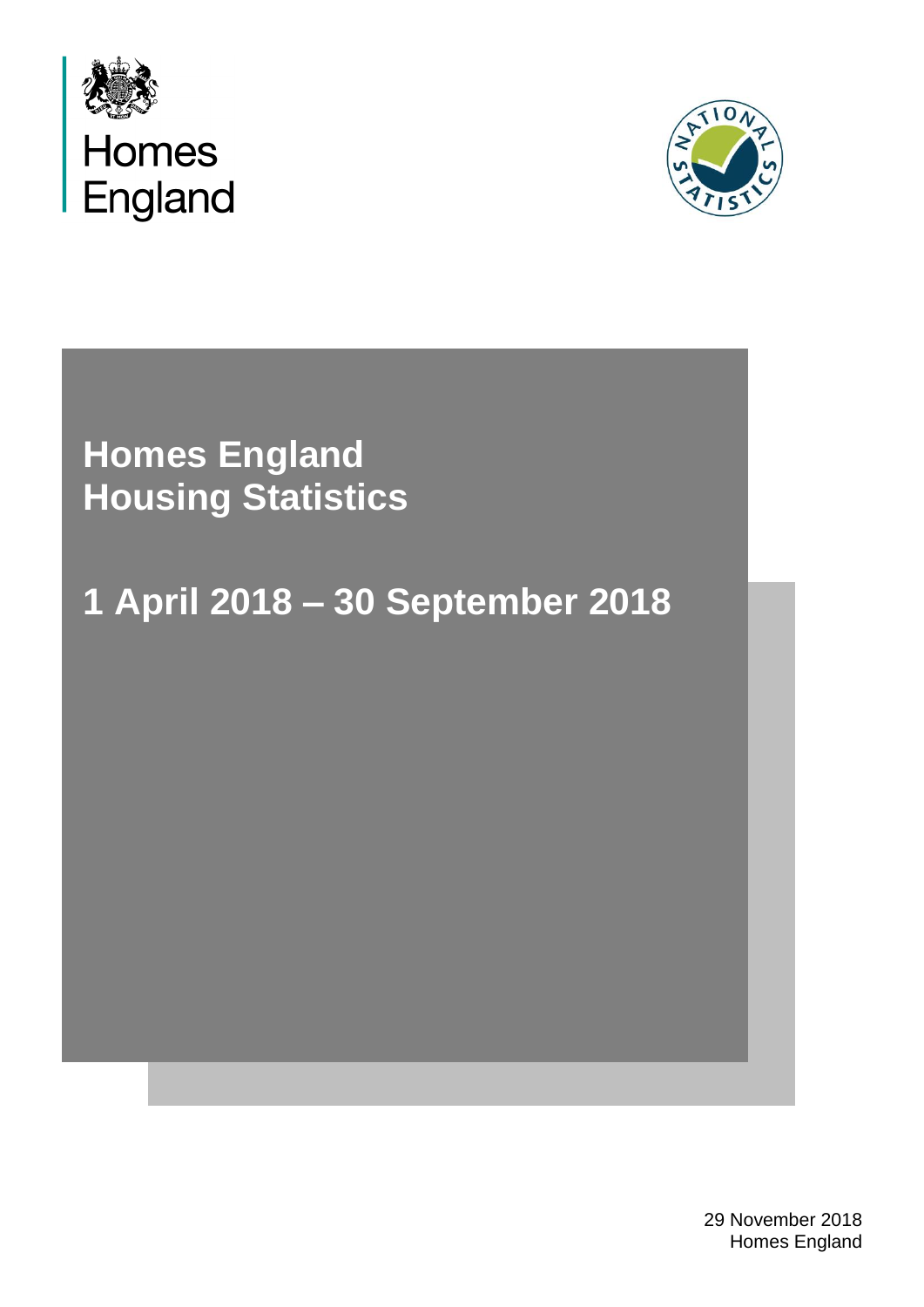Homes England

# Homes England Housing Statistics

## 1 April 2018 – 30 September 2018

29 November 2018
Homes England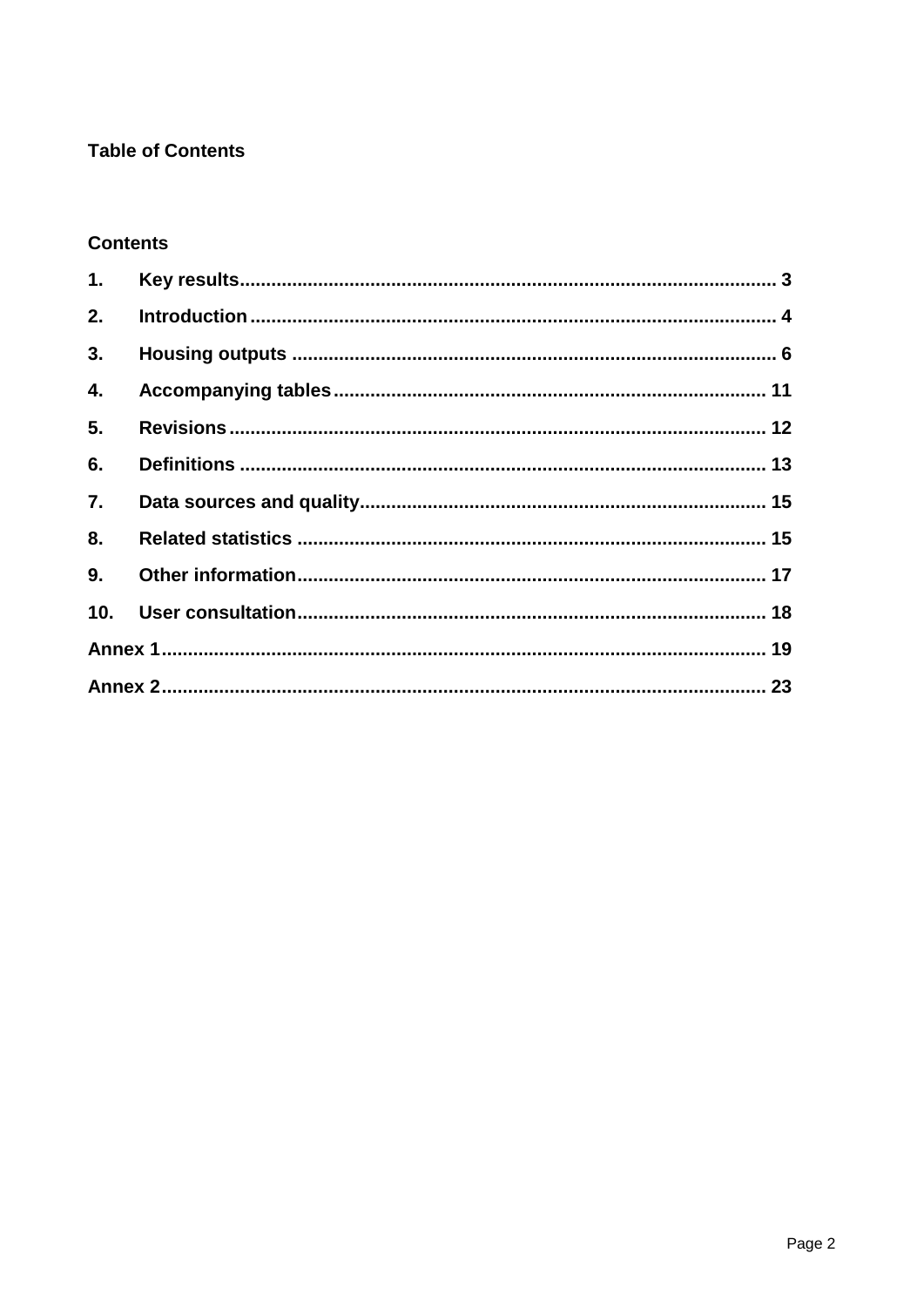**Table of Contents**

**Contents**

1. **Key results** .......... 3
2. **Introduction** .......... 4
3. **Housing outputs** .......... 6
4. **Accompanying tables** .......... 11
5. **Revisions** .......... 12
6. **Definitions** .......... 13
7. **Data sources and quality** .......... 15
8. **Related statistics** .......... 15
9. **Other information** .......... 17
10. **User consultation** .......... 18

**Annex 1** .......... 19

**Annex 2** .......... 23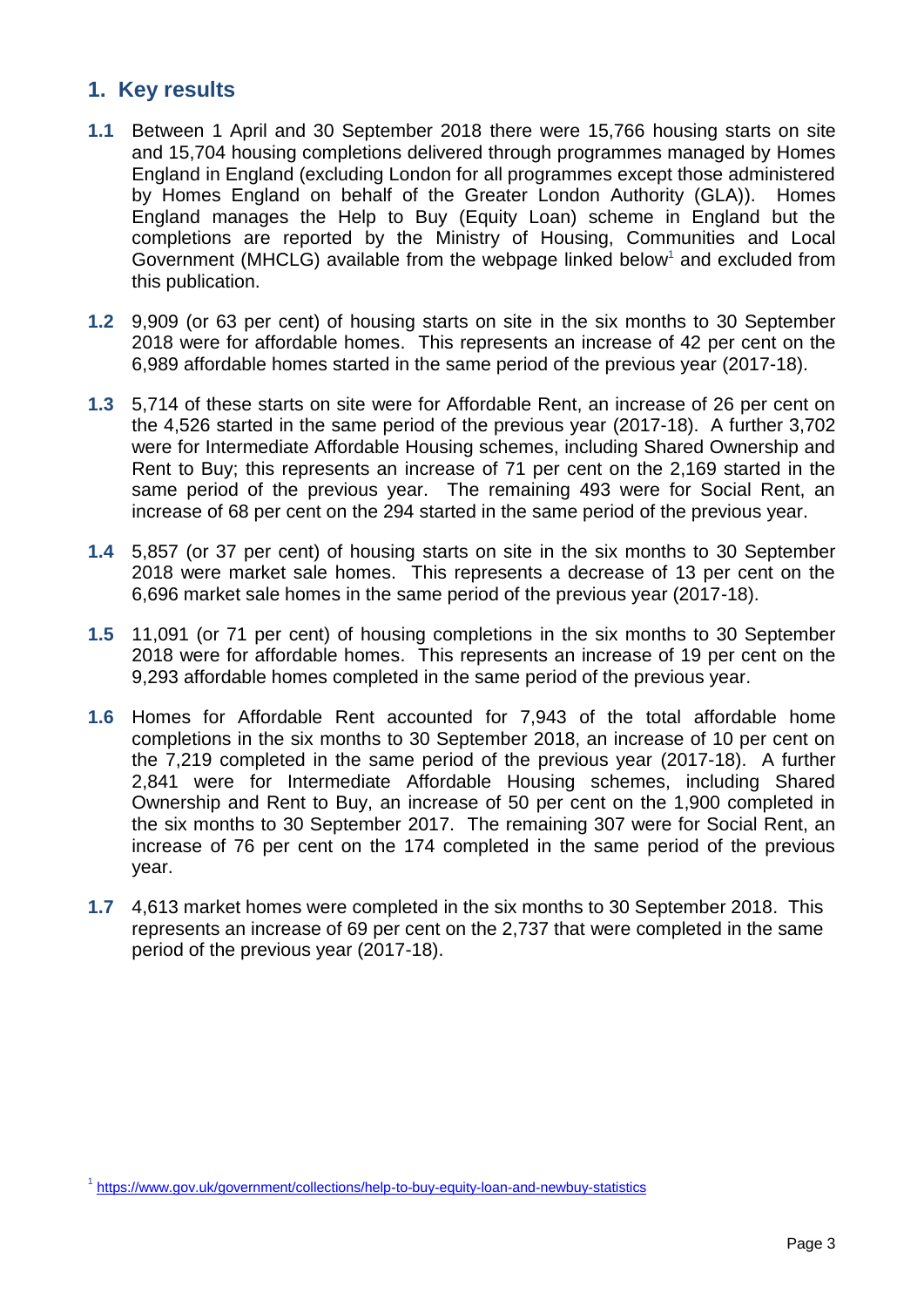## 1. Key results

**1.1** Between 1 April and 30 September 2018 there were 15,766 housing starts on site and 15,704 housing completions delivered through programmes managed by Homes England in England (excluding London for all programmes except those administered by Homes England on behalf of the Greater London Authority (GLA)). Homes England manages the Help to Buy (Equity Loan) scheme in England but the completions are reported by the Ministry of Housing, Communities and Local Government (MHCLG) available from the webpage linked below[1] and excluded from this publication.

**1.2** 9,909 (or 63 per cent) of housing starts on site in the six months to 30 September 2018 were for affordable homes. This represents an increase of 42 per cent on the 6,989 affordable homes started in the same period of the previous year (2017-18).

**1.3** 5,714 of these starts on site were for Affordable Rent, an increase of 26 per cent on the 4,526 started in the same period of the previous year (2017-18). A further 3,702 were for Intermediate Affordable Housing schemes, including Shared Ownership and Rent to Buy; this represents an increase of 71 per cent on the 2,169 started in the same period of the previous year. The remaining 493 were for Social Rent, an increase of 68 per cent on the 294 started in the same period of the previous year.

**1.4** 5,857 (or 37 per cent) of housing starts on site in the six months to 30 September 2018 were market sale homes. This represents a decrease of 13 per cent on the 6,696 market sale homes in the same period of the previous year (2017-18).

**1.5** 11,091 (or 71 per cent) of housing completions in the six months to 30 September 2018 were for affordable homes. This represents an increase of 19 per cent on the 9,293 affordable homes completed in the same period of the previous year.

**1.6** Homes for Affordable Rent accounted for 7,943 of the total affordable home completions in the six months to 30 September 2018, an increase of 10 per cent on the 7,219 completed in the same period of the previous year (2017-18). A further 2,841 were for Intermediate Affordable Housing schemes, including Shared Ownership and Rent to Buy, an increase of 50 per cent on the 1,900 completed in the six months to 30 September 2017. The remaining 307 were for Social Rent, an increase of 76 per cent on the 174 completed in the same period of the previous year.

**1.7** 4,613 market homes were completed in the six months to 30 September 2018. This represents an increase of 69 per cent on the 2,737 that were completed in the same period of the previous year (2017-18).

[1] https://www.gov.uk/government/collections/help-to-buy-equity-loan-and-newbuy-statistics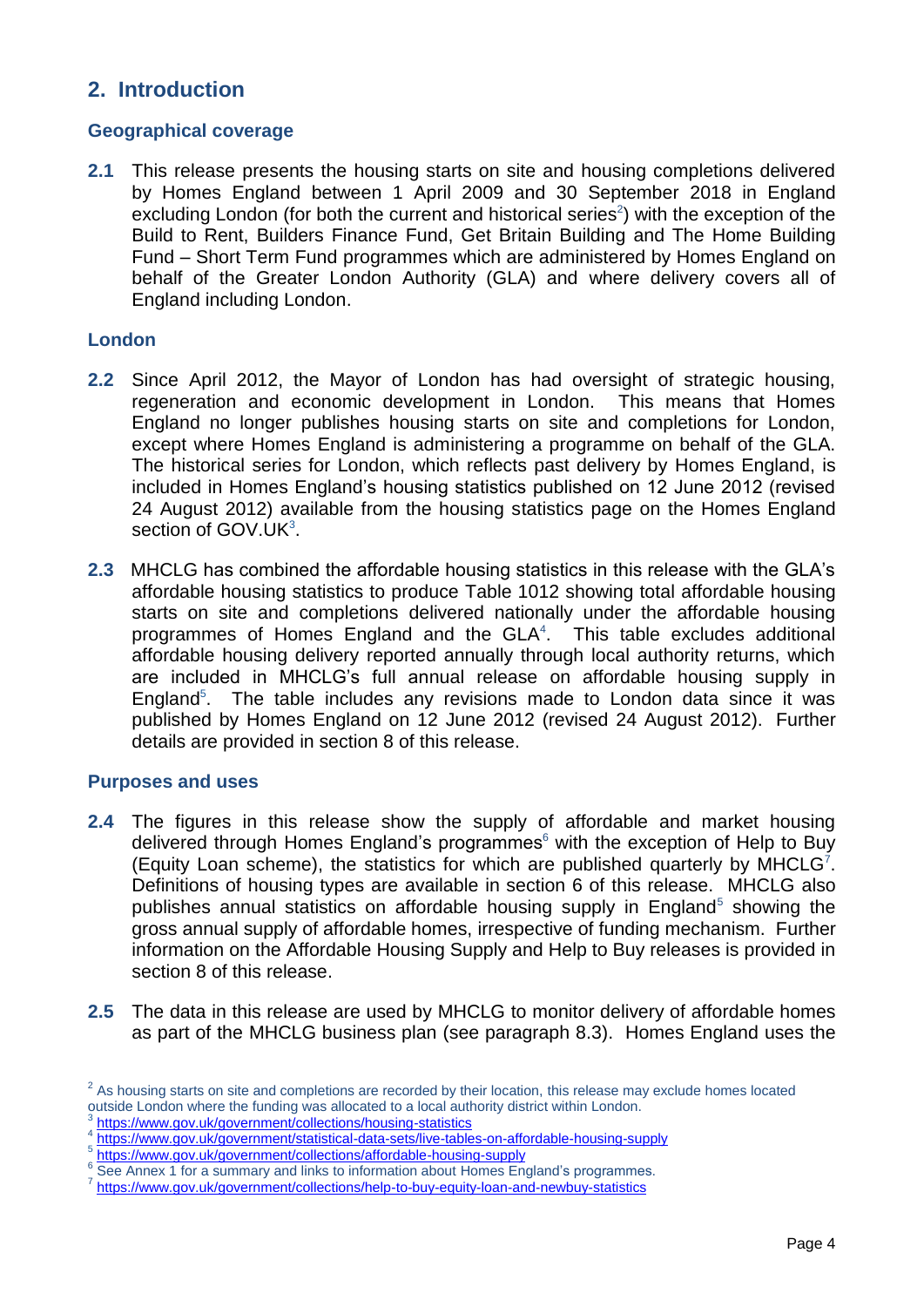## 2. Introduction

### Geographical coverage

**2.1** This release presents the housing starts on site and housing completions delivered by Homes England between 1 April 2009 and 30 September 2018 in England excluding London (for both the current and historical series[2]) with the exception of the Build to Rent, Builders Finance Fund, Get Britain Building and The Home Building Fund – Short Term Fund programmes which are administered by Homes England on behalf of the Greater London Authority (GLA) and where delivery covers all of England including London.

### London

**2.2** Since April 2012, the Mayor of London has had oversight of strategic housing, regeneration and economic development in London. This means that Homes England no longer publishes housing starts on site and completions for London, except where Homes England is administering a programme on behalf of the GLA. The historical series for London, which reflects past delivery by Homes England, is included in Homes England's housing statistics published on 12 June 2012 (revised 24 August 2012) available from the housing statistics page on the Homes England section of GOV.UK[3].

**2.3** MHCLG has combined the affordable housing statistics in this release with the GLA's affordable housing statistics to produce Table 1012 showing total affordable housing starts on site and completions delivered nationally under the affordable housing programmes of Homes England and the GLA[4]. This table excludes additional affordable housing delivery reported annually through local authority returns, which are included in MHCLG's full annual release on affordable housing supply in England[5]. The table includes any revisions made to London data since it was published by Homes England on 12 June 2012 (revised 24 August 2012). Further details are provided in section 8 of this release.

### Purposes and uses

**2.4** The figures in this release show the supply of affordable and market housing delivered through Homes England's programmes[6] with the exception of Help to Buy (Equity Loan scheme), the statistics for which are published quarterly by MHCLG[7]. Definitions of housing types are available in section 6 of this release. MHCLG also publishes annual statistics on affordable housing supply in England[5] showing the gross annual supply of affordable homes, irrespective of funding mechanism. Further information on the Affordable Housing Supply and Help to Buy releases is provided in section 8 of this release.

**2.5** The data in this release are used by MHCLG to monitor delivery of affordable homes as part of the MHCLG business plan (see paragraph 8.3). Homes England uses the

---

[2] As housing starts on site and completions are recorded by their location, this release may exclude homes located outside London where the funding was allocated to a local authority district within London.

[3] https://www.gov.uk/government/collections/housing-statistics

[4] https://www.gov.uk/government/statistical-data-sets/live-tables-on-affordable-housing-supply

[5] https://www.gov.uk/government/collections/affordable-housing-supply

[6] See Annex 1 for a summary and links to information about Homes England's programmes.

[7] https://www.gov.uk/government/collections/help-to-buy-equity-loan-and-newbuy-statistics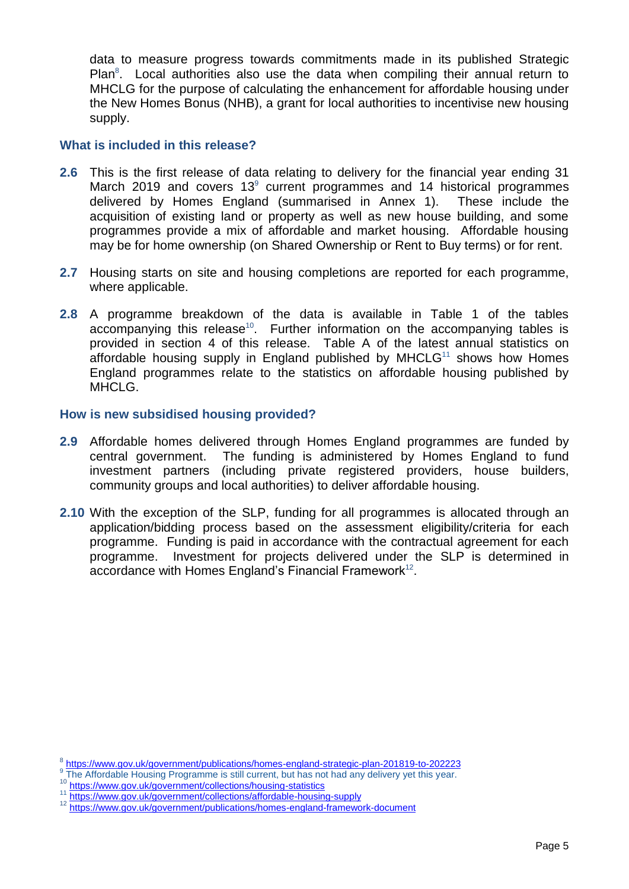data to measure progress towards commitments made in its published Strategic Plan[8]. Local authorities also use the data when compiling their annual return to MHCLG for the purpose of calculating the enhancement for affordable housing under the New Homes Bonus (NHB), a grant for local authorities to incentivise new housing supply.

### What is included in this release?

**2.6** This is the first release of data relating to delivery for the financial year ending 31 March 2019 and covers 13[9] current programmes and 14 historical programmes delivered by Homes England (summarised in Annex 1). These include the acquisition of existing land or property as well as new house building, and some programmes provide a mix of affordable and market housing. Affordable housing may be for home ownership (on Shared Ownership or Rent to Buy terms) or for rent.

**2.7** Housing starts on site and housing completions are reported for each programme, where applicable.

**2.8** A programme breakdown of the data is available in Table 1 of the tables accompanying this release[10]. Further information on the accompanying tables is provided in section 4 of this release. Table A of the latest annual statistics on affordable housing supply in England published by MHCLG[11] shows how Homes England programmes relate to the statistics on affordable housing published by MHCLG.

### How is new subsidised housing provided?

**2.9** Affordable homes delivered through Homes England programmes are funded by central government. The funding is administered by Homes England to fund investment partners (including private registered providers, house builders, community groups and local authorities) to deliver affordable housing.

**2.10** With the exception of the SLP, funding for all programmes is allocated through an application/bidding process based on the assessment eligibility/criteria for each programme. Funding is paid in accordance with the contractual agreement for each programme. Investment for projects delivered under the SLP is determined in accordance with Homes England's Financial Framework[12].

---

[8] https://www.gov.uk/government/publications/homes-england-strategic-plan-201819-to-202223

[9] The Affordable Housing Programme is still current, but has not had any delivery yet this year.

[10] https://www.gov.uk/government/collections/housing-statistics

[11] https://www.gov.uk/government/collections/affordable-housing-supply

[12] https://www.gov.uk/government/publications/homes-england-framework-document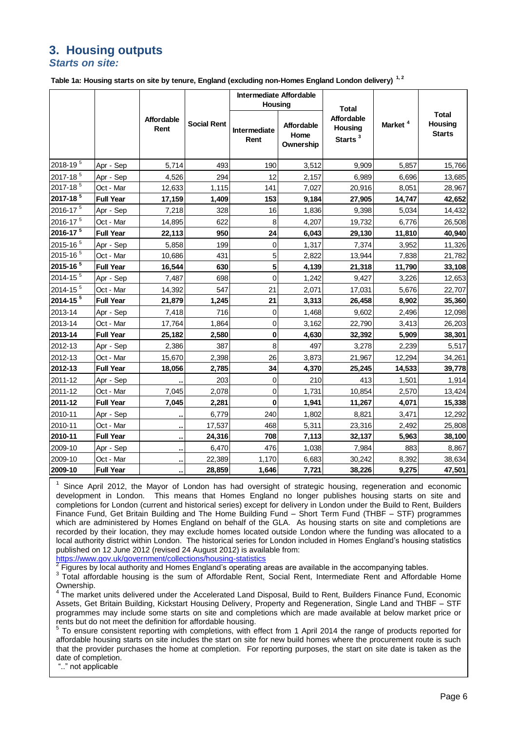## 3. Housing outputs

### *Starts on site:*

**Table 1a: Housing starts on site by tenure, England (excluding non-Homes England London delivery) [1, 2]**

| | | Affordable Rent | Social Rent | Intermediate Affordable Housing | | Total Affordable Housing Starts [3] | Market [4] | Total Housing Starts |
|---|---|---|---|---|---|---|---|---|
| | | | | Intermediate Rent | Affordable Home Ownership | | | |
| 2018-19 [5] | Apr - Sep | 5,714 | 493 | 190 | 3,512 | 9,909 | 5,857 | 15,766 |
| 2017-18 [5] | Apr - Sep | 4,526 | 294 | 12 | 2,157 | 6,989 | 6,696 | 13,685 |
| 2017-18 [5] | Oct - Mar | 12,633 | 1,115 | 141 | 7,027 | 20,916 | 8,051 | 28,967 |
| **2017-18 [5]** | **Full Year** | **17,159** | **1,409** | **153** | **9,184** | **27,905** | **14,747** | **42,652** |
| 2016-17 [5] | Apr - Sep | 7,218 | 328 | 16 | 1,836 | 9,398 | 5,034 | 14,432 |
| 2016-17 [5] | Oct - Mar | 14,895 | 622 | 8 | 4,207 | 19,732 | 6,776 | 26,508 |
| **2016-17 [5]** | **Full Year** | **22,113** | **950** | **24** | **6,043** | **29,130** | **11,810** | **40,940** |
| 2015-16 [5] | Apr - Sep | 5,858 | 199 | 0 | 1,317 | 7,374 | 3,952 | 11,326 |
| 2015-16 [5] | Oct - Mar | 10,686 | 431 | 5 | 2,822 | 13,944 | 7,838 | 21,782 |
| **2015-16 [5]** | **Full Year** | **16,544** | **630** | **5** | **4,139** | **21,318** | **11,790** | **33,108** |
| 2014-15 [5] | Apr - Sep | 7,487 | 698 | 0 | 1,242 | 9,427 | 3,226 | 12,653 |
| 2014-15 [5] | Oct - Mar | 14,392 | 547 | 21 | 2,071 | 17,031 | 5,676 | 22,707 |
| **2014-15 [5]** | **Full Year** | **21,879** | **1,245** | **21** | **3,313** | **26,458** | **8,902** | **35,360** |
| 2013-14 | Apr - Sep | 7,418 | 716 | 0 | 1,468 | 9,602 | 2,496 | 12,098 |
| 2013-14 | Oct - Mar | 17,764 | 1,864 | 0 | 3,162 | 22,790 | 3,413 | 26,203 |
| **2013-14** | **Full Year** | **25,182** | **2,580** | **0** | **4,630** | **32,392** | **5,909** | **38,301** |
| 2012-13 | Apr - Sep | 2,386 | 387 | 8 | 497 | 3,278 | 2,239 | 5,517 |
| 2012-13 | Oct - Mar | 15,670 | 2,398 | 26 | 3,873 | 21,967 | 12,294 | 34,261 |
| **2012-13** | **Full Year** | **18,056** | **2,785** | **34** | **4,370** | **25,245** | **14,533** | **39,778** |
| 2011-12 | Apr - Sep | .. | 203 | 0 | 210 | 413 | 1,501 | 1,914 |
| 2011-12 | Oct - Mar | 7,045 | 2,078 | 0 | 1,731 | 10,854 | 2,570 | 13,424 |
| **2011-12** | **Full Year** | **7,045** | **2,281** | **0** | **1,941** | **11,267** | **4,071** | **15,338** |
| 2010-11 | Apr - Sep | .. | 6,779 | 240 | 1,802 | 8,821 | 3,471 | 12,292 |
| 2010-11 | Oct - Mar | .. | 17,537 | 468 | 5,311 | 23,316 | 2,492 | 25,808 |
| **2010-11** | **Full Year** | **..** | **24,316** | **708** | **7,113** | **32,137** | **5,963** | **38,100** |
| 2009-10 | Apr - Sep | .. | 6,470 | 476 | 1,038 | 7,984 | 883 | 8,867 |
| 2009-10 | Oct - Mar | .. | 22,389 | 1,170 | 6,683 | 30,242 | 8,392 | 38,634 |
| **2009-10** | **Full Year** | **..** | **28,859** | **1,646** | **7,721** | **38,226** | **9,275** | **47,501** |

[1] Since April 2012, the Mayor of London has had oversight of strategic housing, regeneration and economic development in London. This means that Homes England no longer publishes housing starts on site and completions for London (current and historical series) except for delivery in London under the Build to Rent, Builders Finance Fund, Get Britain Building and The Home Building Fund – Short Term Fund (THBF – STF) programmes which are administered by Homes England on behalf of the GLA. As housing starts on site and completions are recorded by their location, they may exclude homes located outside London where the funding was allocated to a local authority district within London. The historical series for London included in Homes England's housing statistics published on 12 June 2012 (revised 24 August 2012) is available from:
https://www.gov.uk/government/collections/housing-statistics

[2] Figures by local authority and Homes England's operating areas are available in the accompanying tables.

[3] Total affordable housing is the sum of Affordable Rent, Social Rent, Intermediate Rent and Affordable Home Ownership.

[4] The market units delivered under the Accelerated Land Disposal, Build to Rent, Builders Finance Fund, Economic Assets, Get Britain Building, Kickstart Housing Delivery, Property and Regeneration, Single Land and THBF – STF programmes may include some starts on site and completions which are made available at below market price or rents but do not meet the definition for affordable housing.

[5] To ensure consistent reporting with completions, with effect from 1 April 2014 the range of products reported for affordable housing starts on site includes the start on site for new build homes where the procurement route is such that the provider purchases the home at completion. For reporting purposes, the start on site date is taken as the date of completion.

".." not applicable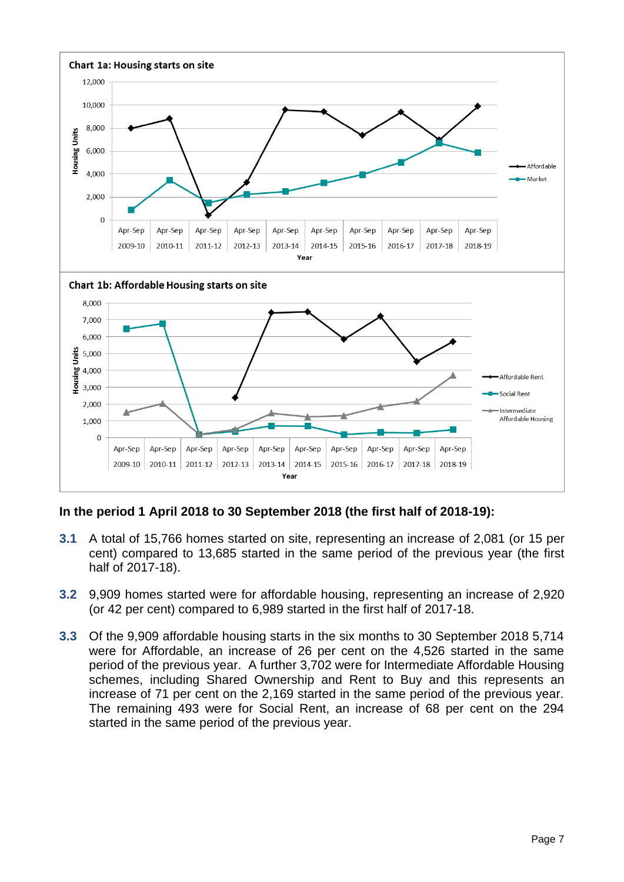**Chart 1a: Housing starts on site**

**Chart 1b: Affordable Housing starts on site**

**In the period 1 April 2018 to 30 September 2018 (the first half of 2018-19):**

**3.1** A total of 15,766 homes started on site, representing an increase of 2,081 (or 15 per cent) compared to 13,685 started in the same period of the previous year (the first half of 2017-18).

**3.2** 9,909 homes started were for affordable housing, representing an increase of 2,920 (or 42 per cent) compared to 6,989 started in the first half of 2017-18.

**3.3** Of the 9,909 affordable housing starts in the six months to 30 September 2018 5,714 were for Affordable, an increase of 26 per cent on the 4,526 started in the same period of the previous year. A further 3,702 were for Intermediate Affordable Housing schemes, including Shared Ownership and Rent to Buy and this represents an increase of 71 per cent on the 2,169 started in the same period of the previous year. The remaining 493 were for Social Rent, an increase of 68 per cent on the 294 started in the same period of the previous year.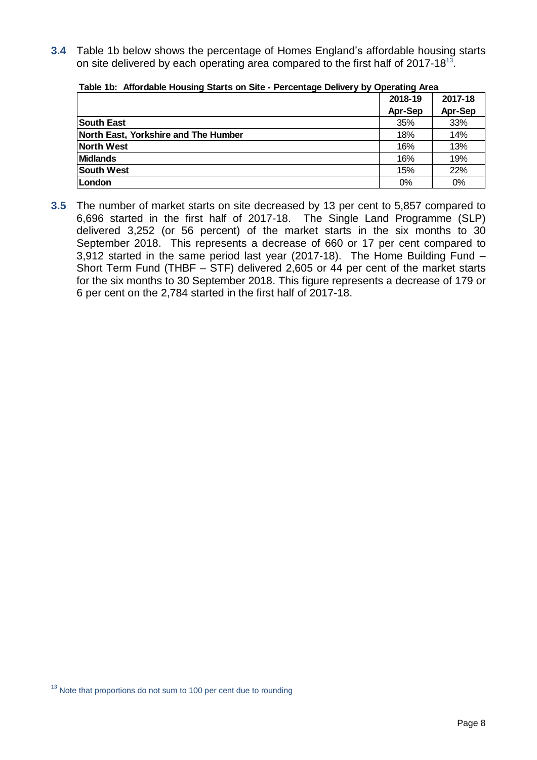**3.4** Table 1b below shows the percentage of Homes England's affordable housing starts on site delivered by each operating area compared to the first half of 2017-18[13].

**Table 1b: Affordable Housing Starts on Site - Percentage Delivery by Operating Area**

| | 2018-19 Apr-Sep | 2017-18 Apr-Sep |
|---|---|---|
| **South East** | 35% | 33% |
| **North East, Yorkshire and The Humber** | 18% | 14% |
| **North West** | 16% | 13% |
| **Midlands** | 16% | 19% |
| **South West** | 15% | 22% |
| **London** | 0% | 0% |

**3.5** The number of market starts on site decreased by 13 per cent to 5,857 compared to 6,696 started in the first half of 2017-18. The Single Land Programme (SLP) delivered 3,252 (or 56 percent) of the market starts in the six months to 30 September 2018. This represents a decrease of 660 or 17 per cent compared to 3,912 started in the same period last year (2017-18). The Home Building Fund – Short Term Fund (THBF – STF) delivered 2,605 or 44 per cent of the market starts for the six months to 30 September 2018. This figure represents a decrease of 179 or 6 per cent on the 2,784 started in the first half of 2017-18.

[13] Note that proportions do not sum to 100 per cent due to rounding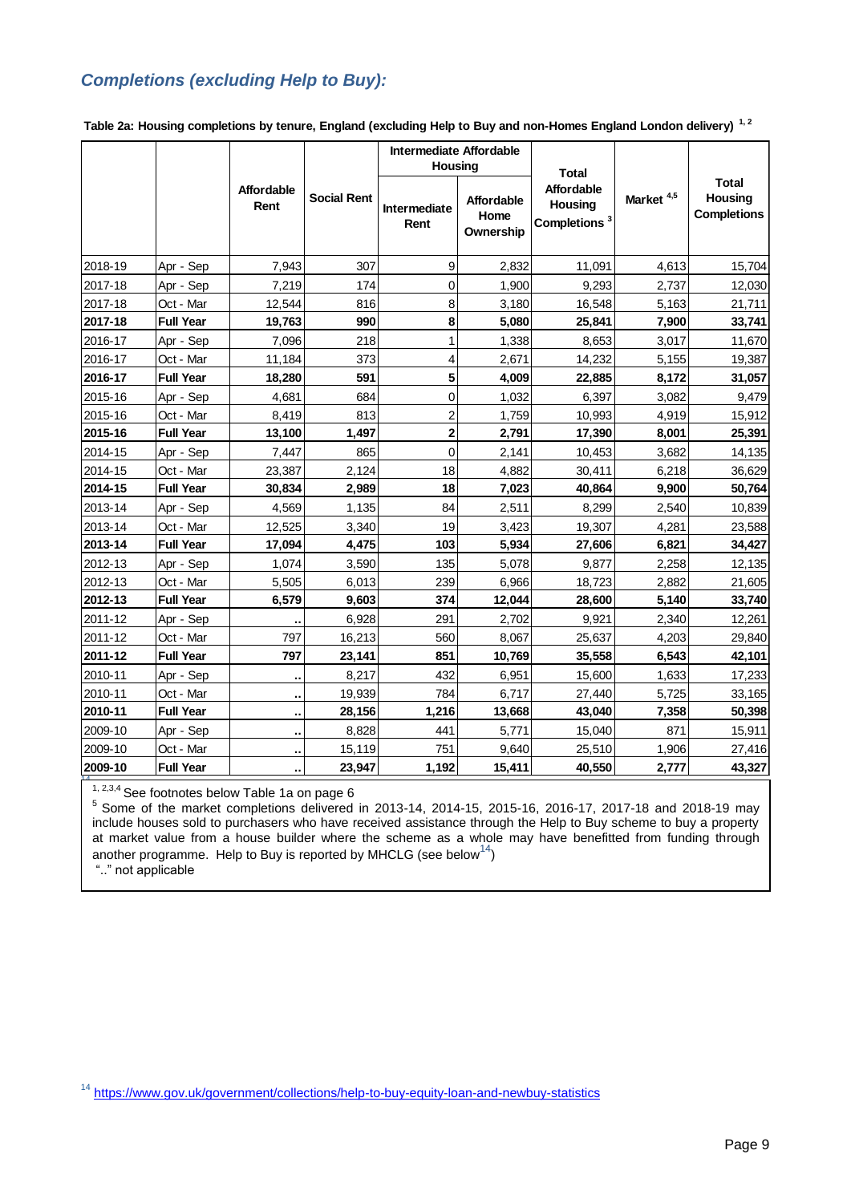## *Completions (excluding Help to Buy):*

**Table 2a: Housing completions by tenure, England (excluding Help to Buy and non-Homes England London delivery)** [1, 2]

| | | Affordable Rent | Social Rent | Intermediate Affordable Housing | | Total Affordable Housing Completions [3] | Market [4,5] | Total Housing Completions |
|---|---|---|---|---|---|---|---|---|
| | | | | Intermediate Rent | Affordable Home Ownership | | | |
| 2018-19 | Apr - Sep | 7,943 | 307 | 9 | 2,832 | 11,091 | 4,613 | 15,704 |
| 2017-18 | Apr - Sep | 7,219 | 174 | 0 | 1,900 | 9,293 | 2,737 | 12,030 |
| 2017-18 | Oct - Mar | 12,544 | 816 | 8 | 3,180 | 16,548 | 5,163 | 21,711 |
| **2017-18** | **Full Year** | **19,763** | **990** | **8** | **5,080** | **25,841** | **7,900** | **33,741** |
| 2016-17 | Apr - Sep | 7,096 | 218 | 1 | 1,338 | 8,653 | 3,017 | 11,670 |
| 2016-17 | Oct - Mar | 11,184 | 373 | 4 | 2,671 | 14,232 | 5,155 | 19,387 |
| **2016-17** | **Full Year** | **18,280** | **591** | **5** | **4,009** | **22,885** | **8,172** | **31,057** |
| 2015-16 | Apr - Sep | 4,681 | 684 | 0 | 1,032 | 6,397 | 3,082 | 9,479 |
| 2015-16 | Oct - Mar | 8,419 | 813 | 2 | 1,759 | 10,993 | 4,919 | 15,912 |
| **2015-16** | **Full Year** | **13,100** | **1,497** | **2** | **2,791** | **17,390** | **8,001** | **25,391** |
| 2014-15 | Apr - Sep | 7,447 | 865 | 0 | 2,141 | 10,453 | 3,682 | 14,135 |
| 2014-15 | Oct - Mar | 23,387 | 2,124 | 18 | 4,882 | 30,411 | 6,218 | 36,629 |
| **2014-15** | **Full Year** | **30,834** | **2,989** | **18** | **7,023** | **40,864** | **9,900** | **50,764** |
| 2013-14 | Apr - Sep | 4,569 | 1,135 | 84 | 2,511 | 8,299 | 2,540 | 10,839 |
| 2013-14 | Oct - Mar | 12,525 | 3,340 | 19 | 3,423 | 19,307 | 4,281 | 23,588 |
| **2013-14** | **Full Year** | **17,094** | **4,475** | **103** | **5,934** | **27,606** | **6,821** | **34,427** |
| 2012-13 | Apr - Sep | 1,074 | 3,590 | 135 | 5,078 | 9,877 | 2,258 | 12,135 |
| 2012-13 | Oct - Mar | 5,505 | 6,013 | 239 | 6,966 | 18,723 | 2,882 | 21,605 |
| **2012-13** | **Full Year** | **6,579** | **9,603** | **374** | **12,044** | **28,600** | **5,140** | **33,740** |
| 2011-12 | Apr - Sep | .. | 6,928 | 291 | 2,702 | 9,921 | 2,340 | 12,261 |
| 2011-12 | Oct - Mar | 797 | 16,213 | 560 | 8,067 | 25,637 | 4,203 | 29,840 |
| **2011-12** | **Full Year** | **797** | **23,141** | **851** | **10,769** | **35,558** | **6,543** | **42,101** |
| 2010-11 | Apr - Sep | .. | 8,217 | 432 | 6,951 | 15,600 | 1,633 | 17,233 |
| 2010-11 | Oct - Mar | .. | 19,939 | 784 | 6,717 | 27,440 | 5,725 | 33,165 |
| **2010-11** | **Full Year** | **..** | **28,156** | **1,216** | **13,668** | **43,040** | **7,358** | **50,398** |
| 2009-10 | Apr - Sep | .. | 8,828 | 441 | 5,771 | 15,040 | 871 | 15,911 |
| 2009-10 | Oct - Mar | .. | 15,119 | 751 | 9,640 | 25,510 | 1,906 | 27,416 |
| **2009-10** | **Full Year** | **..** | **23,947** | **1,192** | **15,411** | **40,550** | **2,777** | **43,327** |

[1, 2,3,4] See footnotes below Table 1a on page 6

[5] Some of the market completions delivered in 2013-14, 2014-15, 2015-16, 2016-17, 2017-18 and 2018-19 may include houses sold to purchasers who have received assistance through the Help to Buy scheme to buy a property at market value from a house builder where the scheme as a whole may have benefitted from funding through another programme. Help to Buy is reported by MHCLG (see below[14])

".." not applicable

[14] https://www.gov.uk/government/collections/help-to-buy-equity-loan-and-newbuy-statistics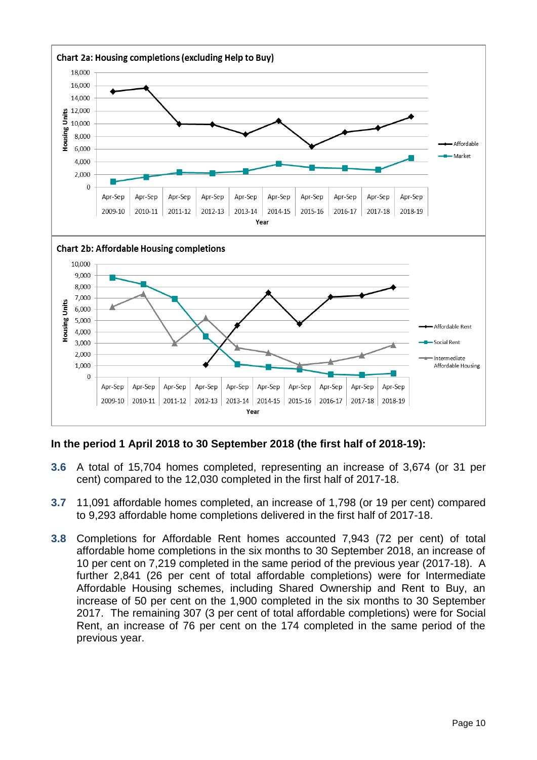**Chart 2a: Housing completions (excluding Help to Buy)**

**Chart 2b: Affordable Housing completions**

**In the period 1 April 2018 to 30 September 2018 (the first half of 2018-19):**

**3.6** A total of 15,704 homes completed, representing an increase of 3,674 (or 31 per cent) compared to the 12,030 completed in the first half of 2017-18.

**3.7** 11,091 affordable homes completed, an increase of 1,798 (or 19 per cent) compared to 9,293 affordable home completions delivered in the first half of 2017-18.

**3.8** Completions for Affordable Rent homes accounted 7,943 (72 per cent) of total affordable home completions in the six months to 30 September 2018, an increase of 10 per cent on 7,219 completed in the same period of the previous year (2017-18). A further 2,841 (26 per cent of total affordable completions) were for Intermediate Affordable Housing schemes, including Shared Ownership and Rent to Buy, an increase of 50 per cent on the 1,900 completed in the six months to 30 September 2017. The remaining 307 (3 per cent of total affordable completions) were for Social Rent, an increase of 76 per cent on the 174 completed in the same period of the previous year.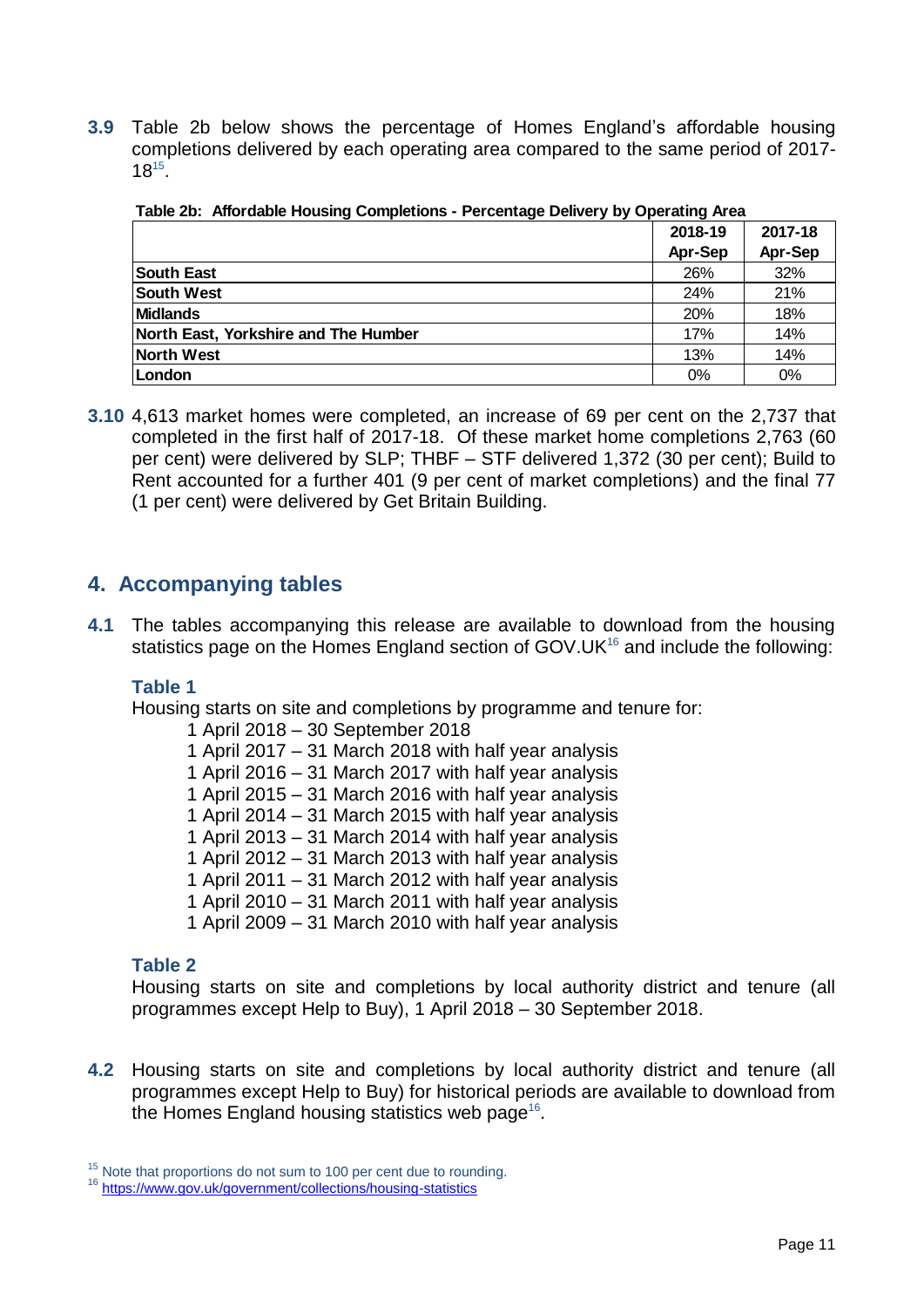**3.9** Table 2b below shows the percentage of Homes England's affordable housing completions delivered by each operating area compared to the same period of 2017-18[15].

**Table 2b: Affordable Housing Completions - Percentage Delivery by Operating Area**

| | 2018-19 Apr-Sep | 2017-18 Apr-Sep |
|---|---|---|
| **South East** | 26% | 32% |
| **South West** | 24% | 21% |
| **Midlands** | 20% | 18% |
| **North East, Yorkshire and The Humber** | 17% | 14% |
| **North West** | 13% | 14% |
| **London** | 0% | 0% |

**3.10** 4,613 market homes were completed, an increase of 69 per cent on the 2,737 that completed in the first half of 2017-18. Of these market home completions 2,763 (60 per cent) were delivered by SLP; THBF – STF delivered 1,372 (30 per cent); Build to Rent accounted for a further 401 (9 per cent of market completions) and the final 77 (1 per cent) were delivered by Get Britain Building.

## 4. Accompanying tables

**4.1** The tables accompanying this release are available to download from the housing statistics page on the Homes England section of GOV.UK[16] and include the following:

### Table 1

Housing starts on site and completions by programme and tenure for:

1 April 2018 – 30 September 2018
1 April 2017 – 31 March 2018 with half year analysis
1 April 2016 – 31 March 2017 with half year analysis
1 April 2015 – 31 March 2016 with half year analysis
1 April 2014 – 31 March 2015 with half year analysis
1 April 2013 – 31 March 2014 with half year analysis
1 April 2012 – 31 March 2013 with half year analysis
1 April 2011 – 31 March 2012 with half year analysis
1 April 2010 – 31 March 2011 with half year analysis
1 April 2009 – 31 March 2010 with half year analysis

### Table 2

Housing starts on site and completions by local authority district and tenure (all programmes except Help to Buy), 1 April 2018 – 30 September 2018.

**4.2** Housing starts on site and completions by local authority district and tenure (all programmes except Help to Buy) for historical periods are available to download from the Homes England housing statistics web page[16].

[15] Note that proportions do not sum to 100 per cent due to rounding.
[16] https://www.gov.uk/government/collections/housing-statistics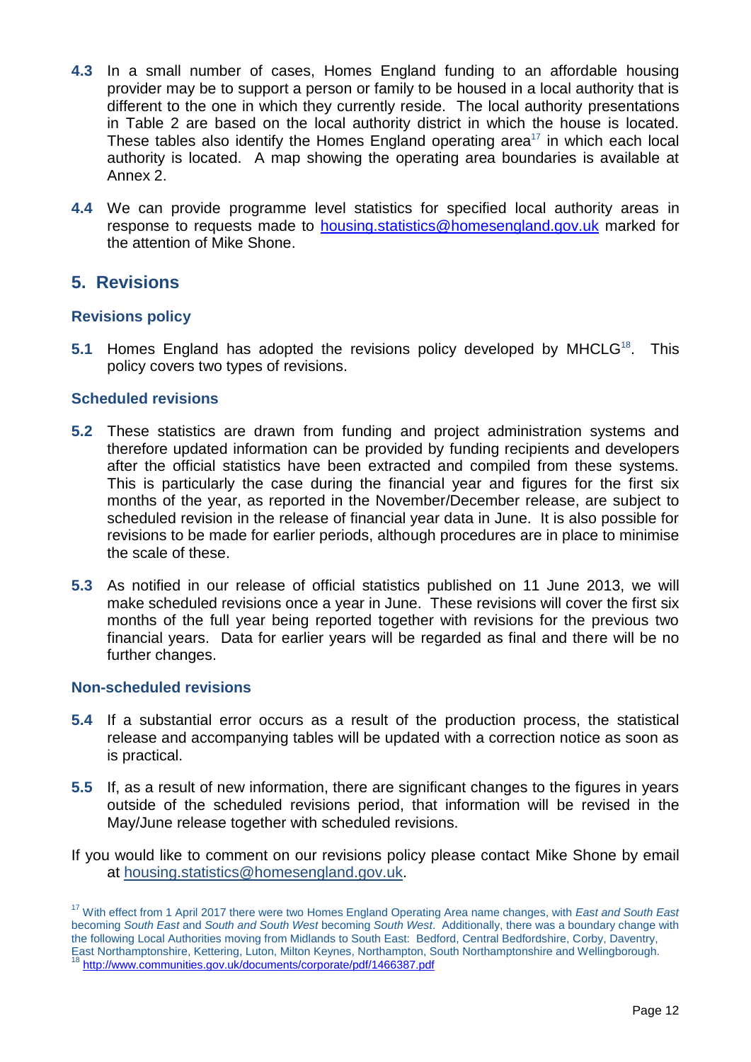**4.3** In a small number of cases, Homes England funding to an affordable housing provider may be to support a person or family to be housed in a local authority that is different to the one in which they currently reside. The local authority presentations in Table 2 are based on the local authority district in which the house is located. These tables also identify the Homes England operating area[17] in which each local authority is located. A map showing the operating area boundaries is available at Annex 2.

**4.4** We can provide programme level statistics for specified local authority areas in response to requests made to [housing.statistics@homesengland.gov.uk](mailto:housing.statistics@homesengland.gov.uk) marked for the attention of Mike Shone.

## 5. Revisions

### Revisions policy

**5.1** Homes England has adopted the revisions policy developed by MHCLG[18]. This policy covers two types of revisions.

### Scheduled revisions

**5.2** These statistics are drawn from funding and project administration systems and therefore updated information can be provided by funding recipients and developers after the official statistics have been extracted and compiled from these systems. This is particularly the case during the financial year and figures for the first six months of the year, as reported in the November/December release, are subject to scheduled revision in the release of financial year data in June. It is also possible for revisions to be made for earlier periods, although procedures are in place to minimise the scale of these.

**5.3** As notified in our release of official statistics published on 11 June 2013, we will make scheduled revisions once a year in June. These revisions will cover the first six months of the full year being reported together with revisions for the previous two financial years. Data for earlier years will be regarded as final and there will be no further changes.

### Non-scheduled revisions

**5.4** If a substantial error occurs as a result of the production process, the statistical release and accompanying tables will be updated with a correction notice as soon as is practical.

**5.5** If, as a result of new information, there are significant changes to the figures in years outside of the scheduled revisions period, that information will be revised in the May/June release together with scheduled revisions.

If you would like to comment on our revisions policy please contact Mike Shone by email at [housing.statistics@homesengland.gov.uk](mailto:housing.statistics@homesengland.gov.uk).

[17] With effect from 1 April 2017 there were two Homes England Operating Area name changes, with *East and South East* becoming *South East* and *South and South West* becoming *South West*. Additionally, there was a boundary change with the following Local Authorities moving from Midlands to South East: Bedford, Central Bedfordshire, Corby, Daventry, East Northamptonshire, Kettering, Luton, Milton Keynes, Northampton, South Northamptonshire and Wellingborough.

[18] http://www.communities.gov.uk/documents/corporate/pdf/1466387.pdf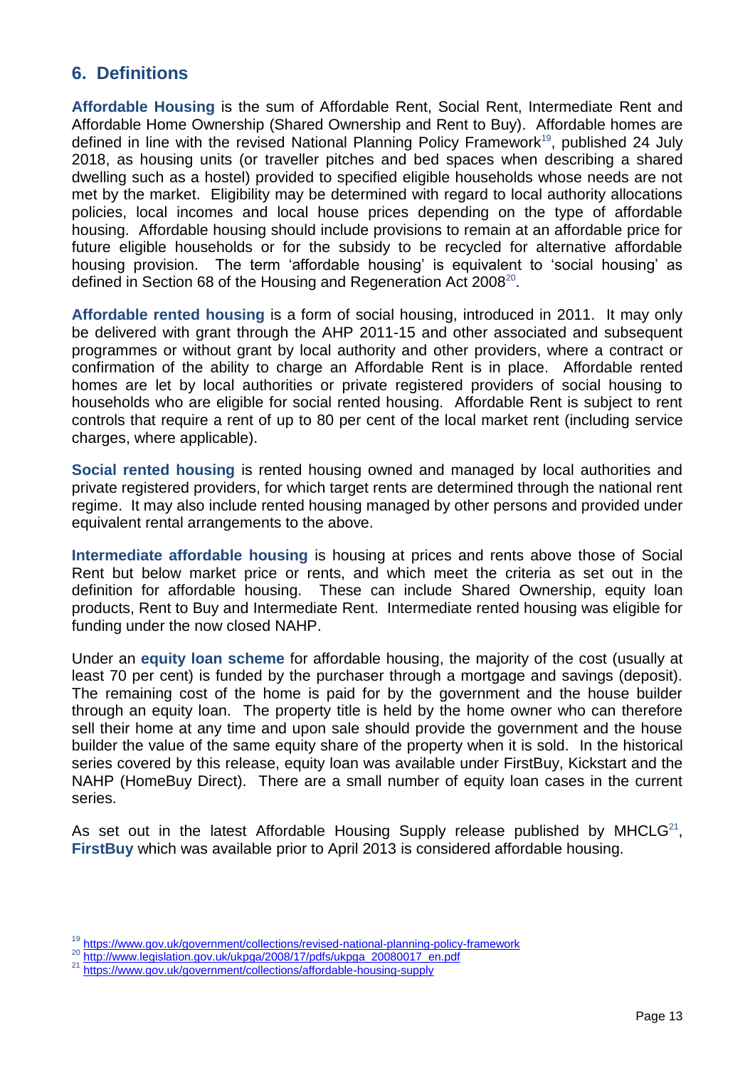## 6. Definitions

**Affordable Housing** is the sum of Affordable Rent, Social Rent, Intermediate Rent and Affordable Home Ownership (Shared Ownership and Rent to Buy). Affordable homes are defined in line with the revised National Planning Policy Framework[19], published 24 July 2018, as housing units (or traveller pitches and bed spaces when describing a shared dwelling such as a hostel) provided to specified eligible households whose needs are not met by the market. Eligibility may be determined with regard to local authority allocations policies, local incomes and local house prices depending on the type of affordable housing. Affordable housing should include provisions to remain at an affordable price for future eligible households or for the subsidy to be recycled for alternative affordable housing provision. The term 'affordable housing' is equivalent to 'social housing' as defined in Section 68 of the Housing and Regeneration Act 2008[20].

**Affordable rented housing** is a form of social housing, introduced in 2011. It may only be delivered with grant through the AHP 2011-15 and other associated and subsequent programmes or without grant by local authority and other providers, where a contract or confirmation of the ability to charge an Affordable Rent is in place. Affordable rented homes are let by local authorities or private registered providers of social housing to households who are eligible for social rented housing. Affordable Rent is subject to rent controls that require a rent of up to 80 per cent of the local market rent (including service charges, where applicable).

**Social rented housing** is rented housing owned and managed by local authorities and private registered providers, for which target rents are determined through the national rent regime. It may also include rented housing managed by other persons and provided under equivalent rental arrangements to the above.

**Intermediate affordable housing** is housing at prices and rents above those of Social Rent but below market price or rents, and which meet the criteria as set out in the definition for affordable housing. These can include Shared Ownership, equity loan products, Rent to Buy and Intermediate Rent. Intermediate rented housing was eligible for funding under the now closed NAHP.

Under an **equity loan scheme** for affordable housing, the majority of the cost (usually at least 70 per cent) is funded by the purchaser through a mortgage and savings (deposit). The remaining cost of the home is paid for by the government and the house builder through an equity loan. The property title is held by the home owner who can therefore sell their home at any time and upon sale should provide the government and the house builder the value of the same equity share of the property when it is sold. In the historical series covered by this release, equity loan was available under FirstBuy, Kickstart and the NAHP (HomeBuy Direct). There are a small number of equity loan cases in the current series.

As set out in the latest Affordable Housing Supply release published by MHCLG[21], **FirstBuy** which was available prior to April 2013 is considered affordable housing.

[19] https://www.gov.uk/government/collections/revised-national-planning-policy-framework

[20] http://www.legislation.gov.uk/ukpga/2008/17/pdfs/ukpga_20080017_en.pdf

[21] https://www.gov.uk/government/collections/affordable-housing-supply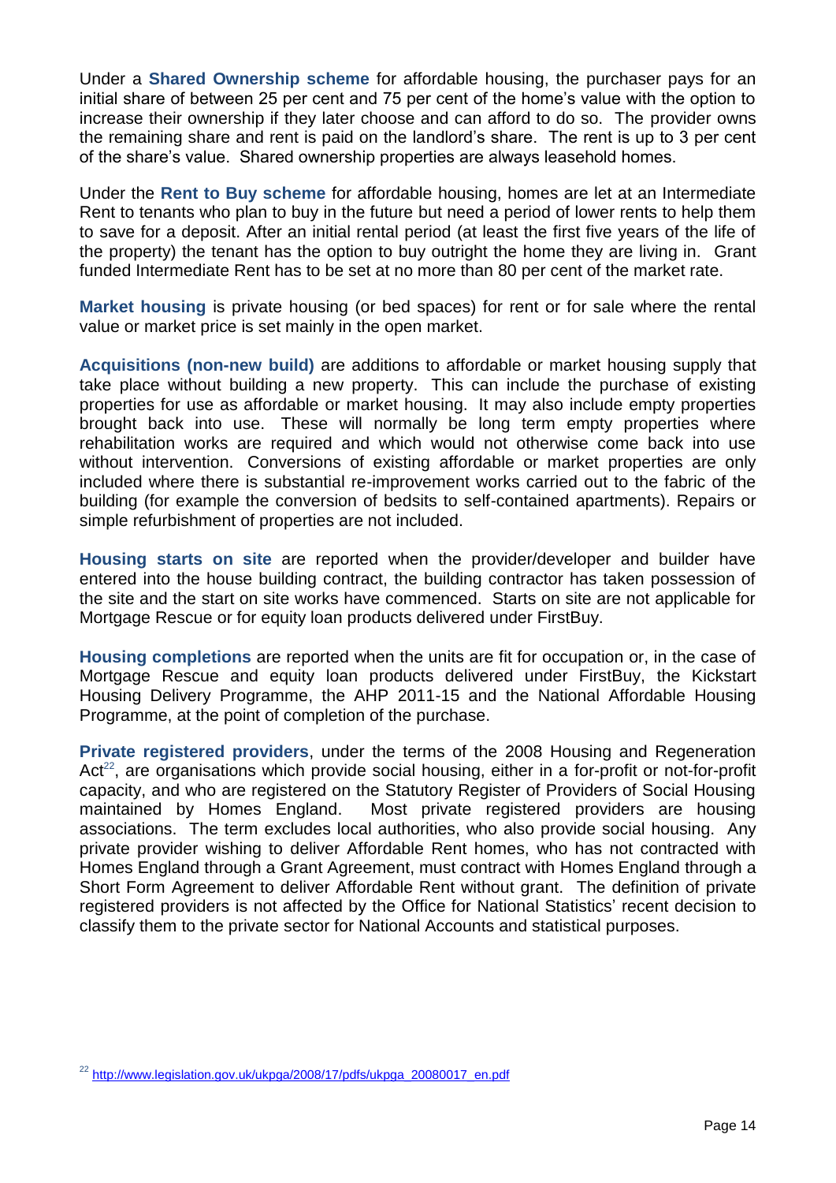Under a **Shared Ownership scheme** for affordable housing, the purchaser pays for an initial share of between 25 per cent and 75 per cent of the home's value with the option to increase their ownership if they later choose and can afford to do so. The provider owns the remaining share and rent is paid on the landlord's share. The rent is up to 3 per cent of the share's value. Shared ownership properties are always leasehold homes.

Under the **Rent to Buy scheme** for affordable housing, homes are let at an Intermediate Rent to tenants who plan to buy in the future but need a period of lower rents to help them to save for a deposit. After an initial rental period (at least the first five years of the life of the property) the tenant has the option to buy outright the home they are living in. Grant funded Intermediate Rent has to be set at no more than 80 per cent of the market rate.

**Market housing** is private housing (or bed spaces) for rent or for sale where the rental value or market price is set mainly in the open market.

**Acquisitions (non-new build)** are additions to affordable or market housing supply that take place without building a new property. This can include the purchase of existing properties for use as affordable or market housing. It may also include empty properties brought back into use. These will normally be long term empty properties where rehabilitation works are required and which would not otherwise come back into use without intervention. Conversions of existing affordable or market properties are only included where there is substantial re-improvement works carried out to the fabric of the building (for example the conversion of bedsits to self-contained apartments). Repairs or simple refurbishment of properties are not included.

**Housing starts on site** are reported when the provider/developer and builder have entered into the house building contract, the building contractor has taken possession of the site and the start on site works have commenced. Starts on site are not applicable for Mortgage Rescue or for equity loan products delivered under FirstBuy.

**Housing completions** are reported when the units are fit for occupation or, in the case of Mortgage Rescue and equity loan products delivered under FirstBuy, the Kickstart Housing Delivery Programme, the AHP 2011-15 and the National Affordable Housing Programme, at the point of completion of the purchase.

**Private registered providers**, under the terms of the 2008 Housing and Regeneration Act[22], are organisations which provide social housing, either in a for-profit or not-for-profit capacity, and who are registered on the Statutory Register of Providers of Social Housing maintained by Homes England. Most private registered providers are housing associations. The term excludes local authorities, who also provide social housing. Any private provider wishing to deliver Affordable Rent homes, who has not contracted with Homes England through a Grant Agreement, must contract with Homes England through a Short Form Agreement to deliver Affordable Rent without grant. The definition of private registered providers is not affected by the Office for National Statistics' recent decision to classify them to the private sector for National Accounts and statistical purposes.

[22] http://www.legislation.gov.uk/ukpga/2008/17/pdfs/ukpga_20080017_en.pdf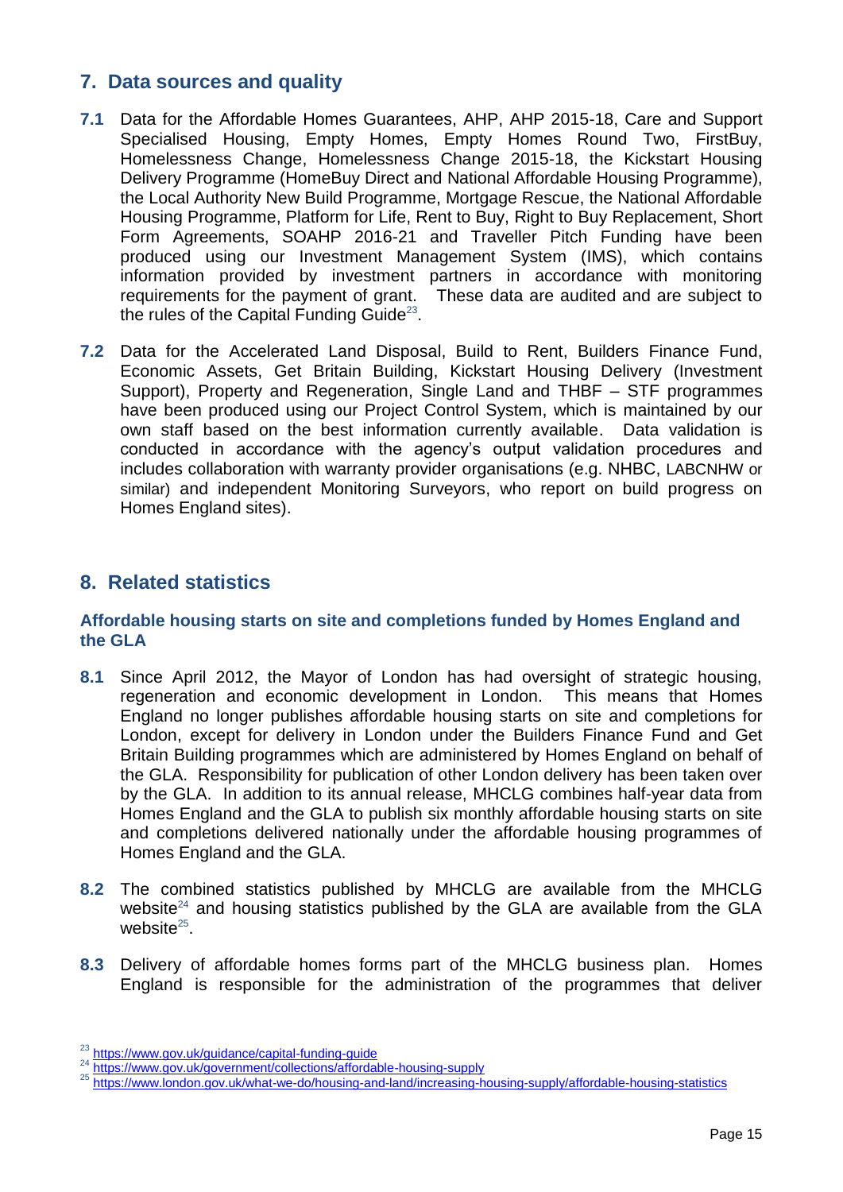## 7. Data sources and quality

**7.1** Data for the Affordable Homes Guarantees, AHP, AHP 2015-18, Care and Support Specialised Housing, Empty Homes, Empty Homes Round Two, FirstBuy, Homelessness Change, Homelessness Change 2015-18, the Kickstart Housing Delivery Programme (HomeBuy Direct and National Affordable Housing Programme), the Local Authority New Build Programme, Mortgage Rescue, the National Affordable Housing Programme, Platform for Life, Rent to Buy, Right to Buy Replacement, Short Form Agreements, SOAHP 2016-21 and Traveller Pitch Funding have been produced using our Investment Management System (IMS), which contains information provided by investment partners in accordance with monitoring requirements for the payment of grant. These data are audited and are subject to the rules of the Capital Funding Guide[23].

**7.2** Data for the Accelerated Land Disposal, Build to Rent, Builders Finance Fund, Economic Assets, Get Britain Building, Kickstart Housing Delivery (Investment Support), Property and Regeneration, Single Land and THBF – STF programmes have been produced using our Project Control System, which is maintained by our own staff based on the best information currently available. Data validation is conducted in accordance with the agency's output validation procedures and includes collaboration with warranty provider organisations (e.g. NHBC, LABCNHW or similar) and independent Monitoring Surveyors, who report on build progress on Homes England sites).

## 8. Related statistics

### Affordable housing starts on site and completions funded by Homes England and the GLA

**8.1** Since April 2012, the Mayor of London has had oversight of strategic housing, regeneration and economic development in London. This means that Homes England no longer publishes affordable housing starts on site and completions for London, except for delivery in London under the Builders Finance Fund and Get Britain Building programmes which are administered by Homes England on behalf of the GLA. Responsibility for publication of other London delivery has been taken over by the GLA. In addition to its annual release, MHCLG combines half-year data from Homes England and the GLA to publish six monthly affordable housing starts on site and completions delivered nationally under the affordable housing programmes of Homes England and the GLA.

**8.2** The combined statistics published by MHCLG are available from the MHCLG website[24] and housing statistics published by the GLA are available from the GLA website[25].

**8.3** Delivery of affordable homes forms part of the MHCLG business plan. Homes England is responsible for the administration of the programmes that deliver

[23] https://www.gov.uk/guidance/capital-funding-guide

[24] https://www.gov.uk/government/collections/affordable-housing-supply

[25] https://www.london.gov.uk/what-we-do/housing-and-land/increasing-housing-supply/affordable-housing-statistics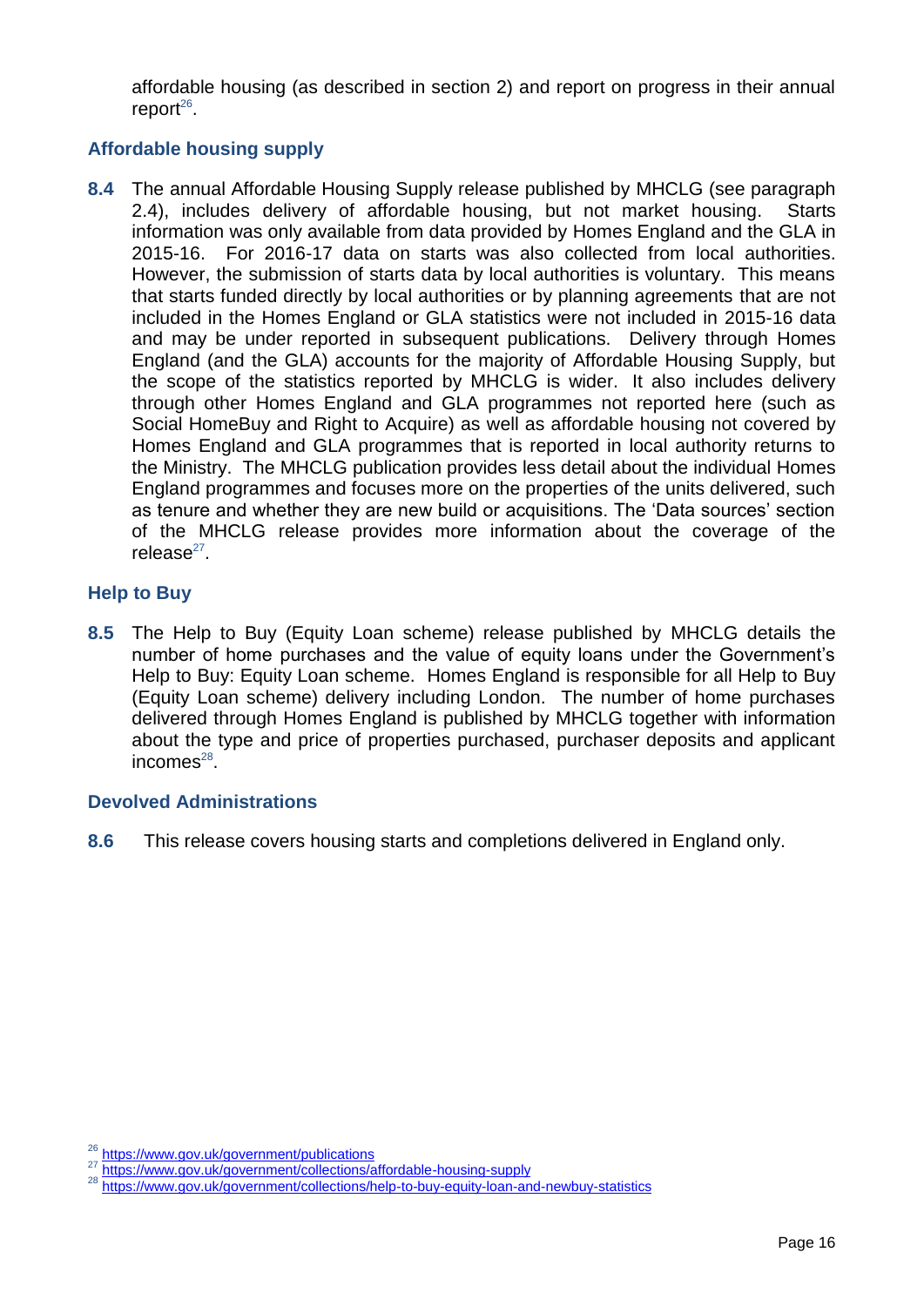affordable housing (as described in section 2) and report on progress in their annual report[26].

## Affordable housing supply

**8.4** The annual Affordable Housing Supply release published by MHCLG (see paragraph 2.4), includes delivery of affordable housing, but not market housing. Starts information was only available from data provided by Homes England and the GLA in 2015-16. For 2016-17 data on starts was also collected from local authorities. However, the submission of starts data by local authorities is voluntary. This means that starts funded directly by local authorities or by planning agreements that are not included in the Homes England or GLA statistics were not included in 2015-16 data and may be under reported in subsequent publications. Delivery through Homes England (and the GLA) accounts for the majority of Affordable Housing Supply, but the scope of the statistics reported by MHCLG is wider. It also includes delivery through other Homes England and GLA programmes not reported here (such as Social HomeBuy and Right to Acquire) as well as affordable housing not covered by Homes England and GLA programmes that is reported in local authority returns to the Ministry. The MHCLG publication provides less detail about the individual Homes England programmes and focuses more on the properties of the units delivered, such as tenure and whether they are new build or acquisitions. The 'Data sources' section of the MHCLG release provides more information about the coverage of the release[27].

## Help to Buy

**8.5** The Help to Buy (Equity Loan scheme) release published by MHCLG details the number of home purchases and the value of equity loans under the Government's Help to Buy: Equity Loan scheme. Homes England is responsible for all Help to Buy (Equity Loan scheme) delivery including London. The number of home purchases delivered through Homes England is published by MHCLG together with information about the type and price of properties purchased, purchaser deposits and applicant incomes[28].

## Devolved Administrations

**8.6** This release covers housing starts and completions delivered in England only.

---

[26] https://www.gov.uk/government/publications
[27] https://www.gov.uk/government/collections/affordable-housing-supply
[28] https://www.gov.uk/government/collections/help-to-buy-equity-loan-and-newbuy-statistics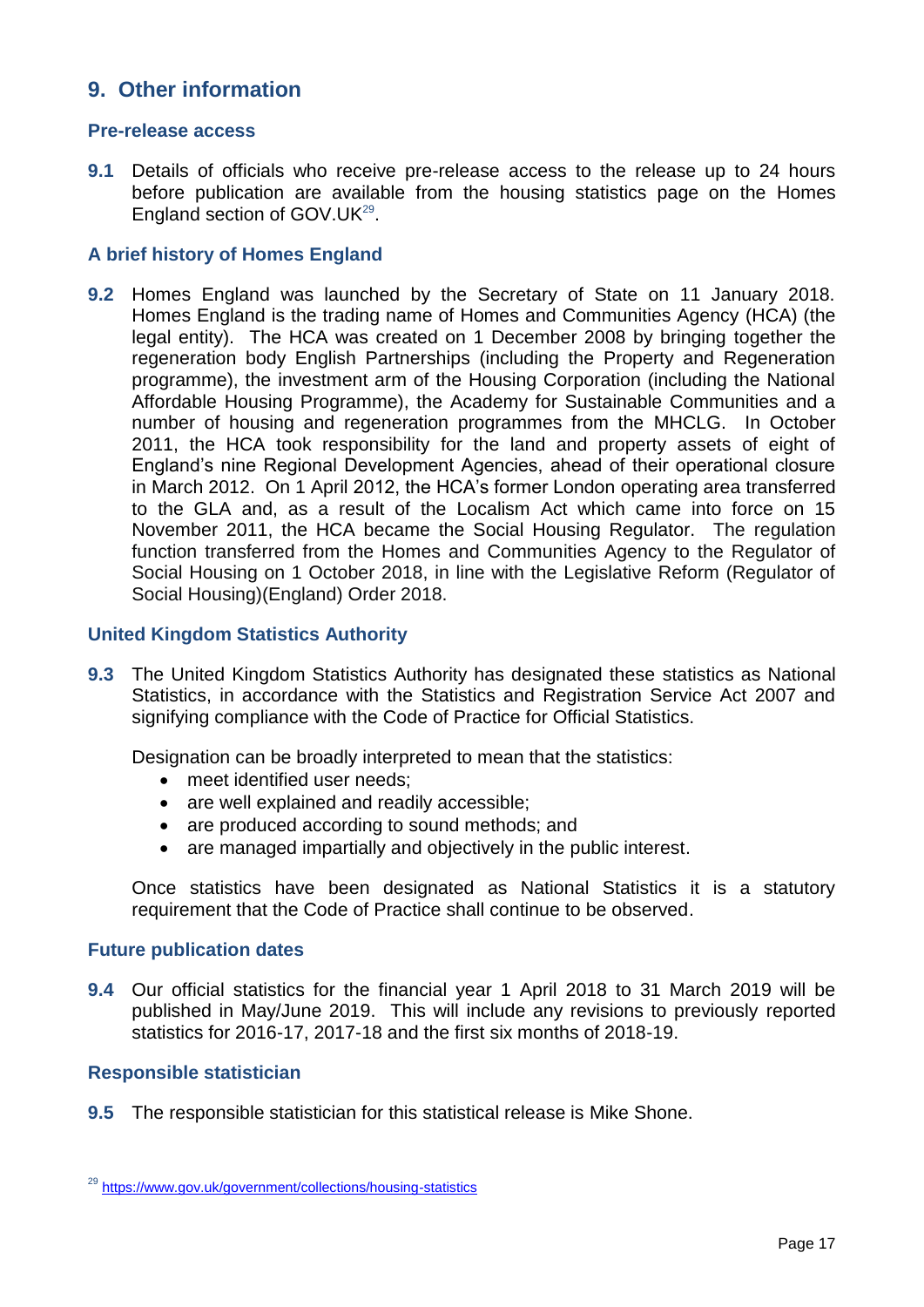## 9. Other information

### Pre-release access

**9.1** Details of officials who receive pre-release access to the release up to 24 hours before publication are available from the housing statistics page on the Homes England section of GOV.UK[29].

### A brief history of Homes England

**9.2** Homes England was launched by the Secretary of State on 11 January 2018. Homes England is the trading name of Homes and Communities Agency (HCA) (the legal entity). The HCA was created on 1 December 2008 by bringing together the regeneration body English Partnerships (including the Property and Regeneration programme), the investment arm of the Housing Corporation (including the National Affordable Housing Programme), the Academy for Sustainable Communities and a number of housing and regeneration programmes from the MHCLG. In October 2011, the HCA took responsibility for the land and property assets of eight of England's nine Regional Development Agencies, ahead of their operational closure in March 2012. On 1 April 2012, the HCA's former London operating area transferred to the GLA and, as a result of the Localism Act which came into force on 15 November 2011, the HCA became the Social Housing Regulator. The regulation function transferred from the Homes and Communities Agency to the Regulator of Social Housing on 1 October 2018, in line with the Legislative Reform (Regulator of Social Housing)(England) Order 2018.

### United Kingdom Statistics Authority

**9.3** The United Kingdom Statistics Authority has designated these statistics as National Statistics, in accordance with the Statistics and Registration Service Act 2007 and signifying compliance with the Code of Practice for Official Statistics.

Designation can be broadly interpreted to mean that the statistics:

- meet identified user needs;
- are well explained and readily accessible;
- are produced according to sound methods; and
- are managed impartially and objectively in the public interest.

Once statistics have been designated as National Statistics it is a statutory requirement that the Code of Practice shall continue to be observed.

### Future publication dates

**9.4** Our official statistics for the financial year 1 April 2018 to 31 March 2019 will be published in May/June 2019. This will include any revisions to previously reported statistics for 2016-17, 2017-18 and the first six months of 2018-19.

### Responsible statistician

**9.5** The responsible statistician for this statistical release is Mike Shone.

---

[29] https://www.gov.uk/government/collections/housing-statistics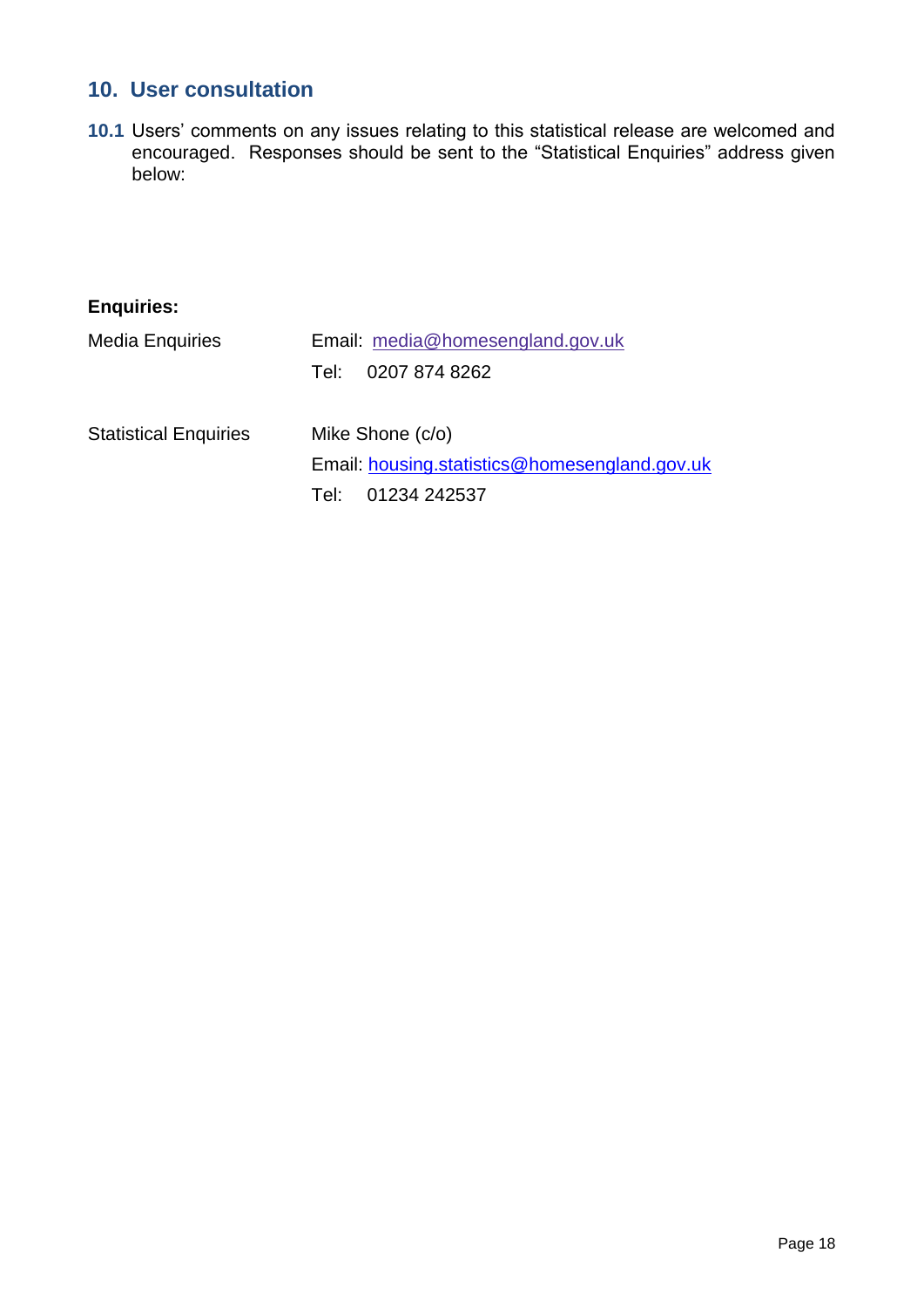## 10. User consultation

**10.1** Users' comments on any issues relating to this statistical release are welcomed and encouraged. Responses should be sent to the "Statistical Enquiries" address given below:

**Enquiries:**

| | |
|---|---|
| Media Enquiries | Email: media@homesengland.gov.uk |
| | Tel: 0207 874 8262 |
| Statistical Enquiries | Mike Shone (c/o) |
| | Email: housing.statistics@homesengland.gov.uk |
| | Tel: 01234 242537 |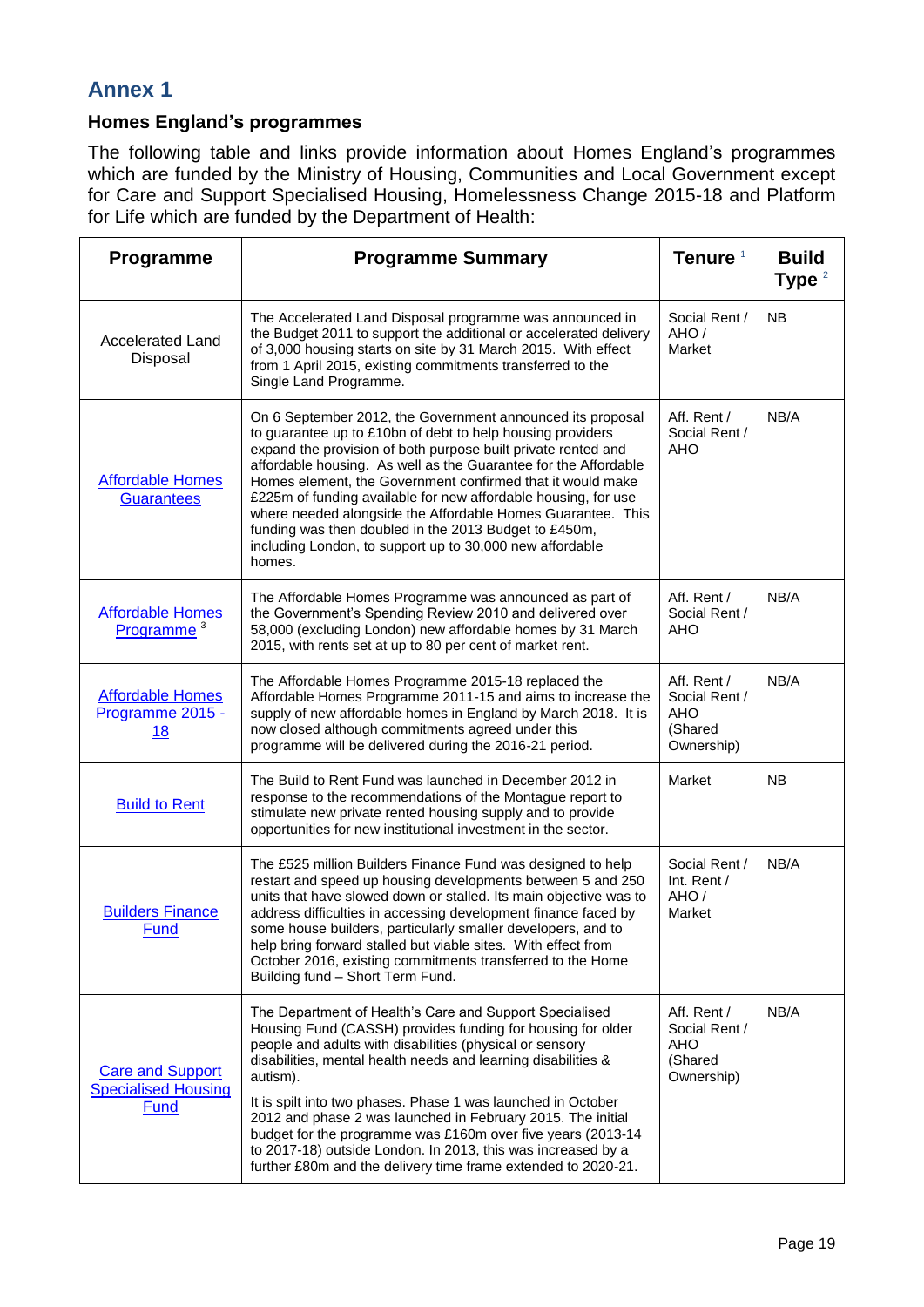## Annex 1

### Homes England's programmes

The following table and links provide information about Homes England's programmes which are funded by the Ministry of Housing, Communities and Local Government except for Care and Support Specialised Housing, Homelessness Change 2015-18 and Platform for Life which are funded by the Department of Health:

| Programme | Programme Summary | Tenure [1] | Build Type [2] |
|---|---|---|---|
| Accelerated Land Disposal | The Accelerated Land Disposal programme was announced in the Budget 2011 to support the additional or accelerated delivery of 3,000 housing starts on site by 31 March 2015. With effect from 1 April 2015, existing commitments transferred to the Single Land Programme. | Social Rent / AHO / Market | NB |
| Affordable Homes Guarantees | On 6 September 2012, the Government announced its proposal to guarantee up to £10bn of debt to help housing providers expand the provision of both purpose built private rented and affordable housing. As well as the Guarantee for the Affordable Homes element, the Government confirmed that it would make £225m of funding available for new affordable housing, for use where needed alongside the Affordable Homes Guarantee. This funding was then doubled in the 2013 Budget to £450m, including London, to support up to 30,000 new affordable homes. | Aff. Rent / Social Rent / AHO | NB/A |
| Affordable Homes Programme [3] | The Affordable Homes Programme was announced as part of the Government's Spending Review 2010 and delivered over 58,000 (excluding London) new affordable homes by 31 March 2015, with rents set at up to 80 per cent of market rent. | Aff. Rent / Social Rent / AHO | NB/A |
| Affordable Homes Programme 2015 - 18 | The Affordable Homes Programme 2015-18 replaced the Affordable Homes Programme 2011-15 and aims to increase the supply of new affordable homes in England by March 2018. It is now closed although commitments agreed under this programme will be delivered during the 2016-21 period. | Aff. Rent / Social Rent / AHO (Shared Ownership) | NB/A |
| Build to Rent | The Build to Rent Fund was launched in December 2012 in response to the recommendations of the Montague report to stimulate new private rented housing supply and to provide opportunities for new institutional investment in the sector. | Market | NB |
| Builders Finance Fund | The £525 million Builders Finance Fund was designed to help restart and speed up housing developments between 5 and 250 units that have slowed down or stalled. Its main objective was to address difficulties in accessing development finance faced by some house builders, particularly smaller developers, and to help bring forward stalled but viable sites. With effect from October 2016, existing commitments transferred to the Home Building fund – Short Term Fund. | Social Rent / Int. Rent / AHO / Market | NB/A |
| Care and Support Specialised Housing Fund | The Department of Health's Care and Support Specialised Housing Fund (CASSH) provides funding for housing for older people and adults with disabilities (physical or sensory disabilities, mental health needs and learning disabilities & autism).<br><br>It is spilt into two phases. Phase 1 was launched in October 2012 and phase 2 was launched in February 2015. The initial budget for the programme was £160m over five years (2013-14 to 2017-18) outside London. In 2013, this was increased by a further £80m and the delivery time frame extended to 2020-21. | Aff. Rent / Social Rent / AHO (Shared Ownership) | NB/A |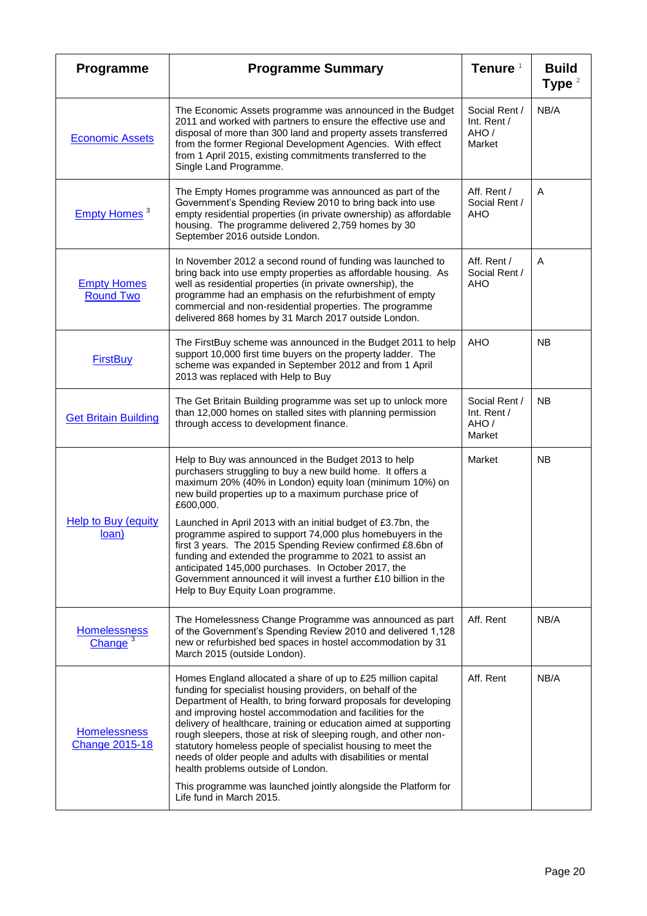| Programme | Programme Summary | Tenure [1] | Build Type [2] |
|---|---|---|---|
| Economic Assets | The Economic Assets programme was announced in the Budget 2011 and worked with partners to ensure the effective use and disposal of more than 300 land and property assets transferred from the former Regional Development Agencies. With effect from 1 April 2015, existing commitments transferred to the Single Land Programme. | Social Rent / Int. Rent / AHO / Market | NB/A |
| Empty Homes [3] | The Empty Homes programme was announced as part of the Government's Spending Review 2010 to bring back into use empty residential properties (in private ownership) as affordable housing. The programme delivered 2,759 homes by 30 September 2016 outside London. | Aff. Rent / Social Rent / AHO | A |
| Empty Homes Round Two | In November 2012 a second round of funding was launched to bring back into use empty properties as affordable housing. As well as residential properties (in private ownership), the programme had an emphasis on the refurbishment of empty commercial and non-residential properties. The programme delivered 868 homes by 31 March 2017 outside London. | Aff. Rent / Social Rent / AHO | A |
| FirstBuy | The FirstBuy scheme was announced in the Budget 2011 to help support 10,000 first time buyers on the property ladder. The scheme was expanded in September 2012 and from 1 April 2013 was replaced with Help to Buy | AHO | NB |
| Get Britain Building | The Get Britain Building programme was set up to unlock more than 12,000 homes on stalled sites with planning permission through access to development finance. | Social Rent / Int. Rent / AHO / Market | NB |
| Help to Buy (equity loan) | Help to Buy was announced in the Budget 2013 to help purchasers struggling to buy a new build home. It offers a maximum 20% (40% in London) equity loan (minimum 10%) on new build properties up to a maximum purchase price of £600,000.<br><br>Launched in April 2013 with an initial budget of £3.7bn, the programme aspired to support 74,000 plus homebuyers in the first 3 years. The 2015 Spending Review confirmed £8.6bn of funding and extended the programme to 2021 to assist an anticipated 145,000 purchases. In October 2017, the Government announced it will invest a further £10 billion in the Help to Buy Equity Loan programme. | Market | NB |
| Homelessness Change [3] | The Homelessness Change Programme was announced as part of the Government's Spending Review 2010 and delivered 1,128 new or refurbished bed spaces in hostel accommodation by 31 March 2015 (outside London). | Aff. Rent | NB/A |
| Homelessness Change 2015-18 | Homes England allocated a share of up to £25 million capital funding for specialist housing providers, on behalf of the Department of Health, to bring forward proposals for developing and improving hostel accommodation and facilities for the delivery of healthcare, training or education aimed at supporting rough sleepers, those at risk of sleeping rough, and other non-statutory homeless people of specialist housing to meet the needs of older people and adults with disabilities or mental health problems outside of London.<br><br>This programme was launched jointly alongside the Platform for Life fund in March 2015. | Aff. Rent | NB/A |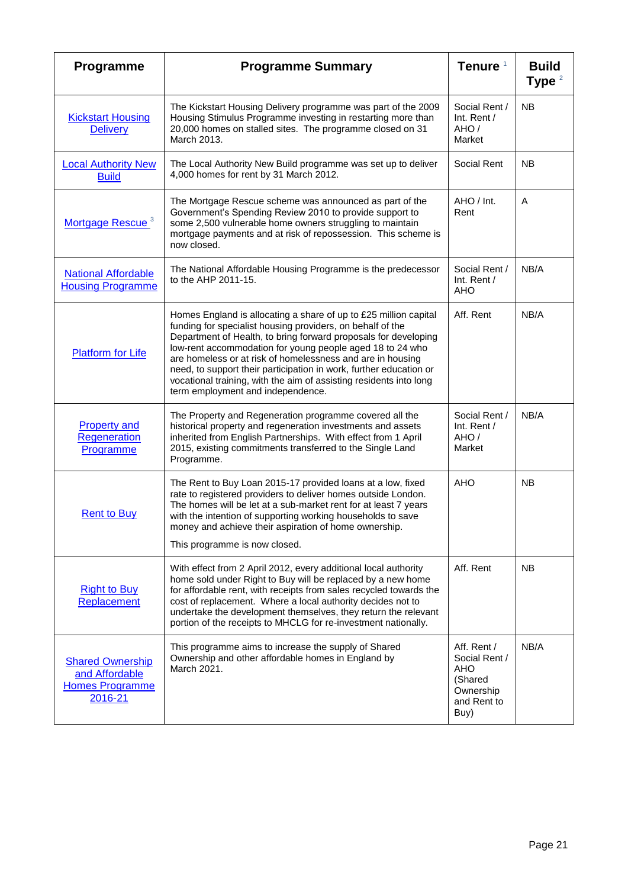| Programme | Programme Summary | Tenure [1] | Build Type [2] |
|---|---|---|---|
| Kickstart Housing Delivery | The Kickstart Housing Delivery programme was part of the 2009 Housing Stimulus Programme investing in restarting more than 20,000 homes on stalled sites. The programme closed on 31 March 2013. | Social Rent / Int. Rent / AHO / Market | NB |
| Local Authority New Build | The Local Authority New Build programme was set up to deliver 4,000 homes for rent by 31 March 2012. | Social Rent | NB |
| Mortgage Rescue [3] | The Mortgage Rescue scheme was announced as part of the Government's Spending Review 2010 to provide support to some 2,500 vulnerable home owners struggling to maintain mortgage payments and at risk of repossession. This scheme is now closed. | AHO / Int. Rent | A |
| National Affordable Housing Programme | The National Affordable Housing Programme is the predecessor to the AHP 2011-15. | Social Rent / Int. Rent / AHO | NB/A |
| Platform for Life | Homes England is allocating a share of up to £25 million capital funding for specialist housing providers, on behalf of the Department of Health, to bring forward proposals for developing low-rent accommodation for young people aged 18 to 24 who are homeless or at risk of homelessness and are in housing need, to support their participation in work, further education or vocational training, with the aim of assisting residents into long term employment and independence. | Aff. Rent | NB/A |
| Property and Regeneration Programme | The Property and Regeneration programme covered all the historical property and regeneration investments and assets inherited from English Partnerships. With effect from 1 April 2015, existing commitments transferred to the Single Land Programme. | Social Rent / Int. Rent / AHO / Market | NB/A |
| Rent to Buy | The Rent to Buy Loan 2015-17 provided loans at a low, fixed rate to registered providers to deliver homes outside London. The homes will be let at a sub-market rent for at least 7 years with the intention of supporting working households to save money and achieve their aspiration of home ownership.<br><br>This programme is now closed. | AHO | NB |
| Right to Buy Replacement | With effect from 2 April 2012, every additional local authority home sold under Right to Buy will be replaced by a new home for affordable rent, with receipts from sales recycled towards the cost of replacement. Where a local authority decides not to undertake the development themselves, they return the relevant portion of the receipts to MHCLG for re-investment nationally. | Aff. Rent | NB |
| Shared Ownership and Affordable Homes Programme 2016-21 | This programme aims to increase the supply of Shared Ownership and other affordable homes in England by March 2021. | Aff. Rent / Social Rent / AHO (Shared Ownership and Rent to Buy) | NB/A |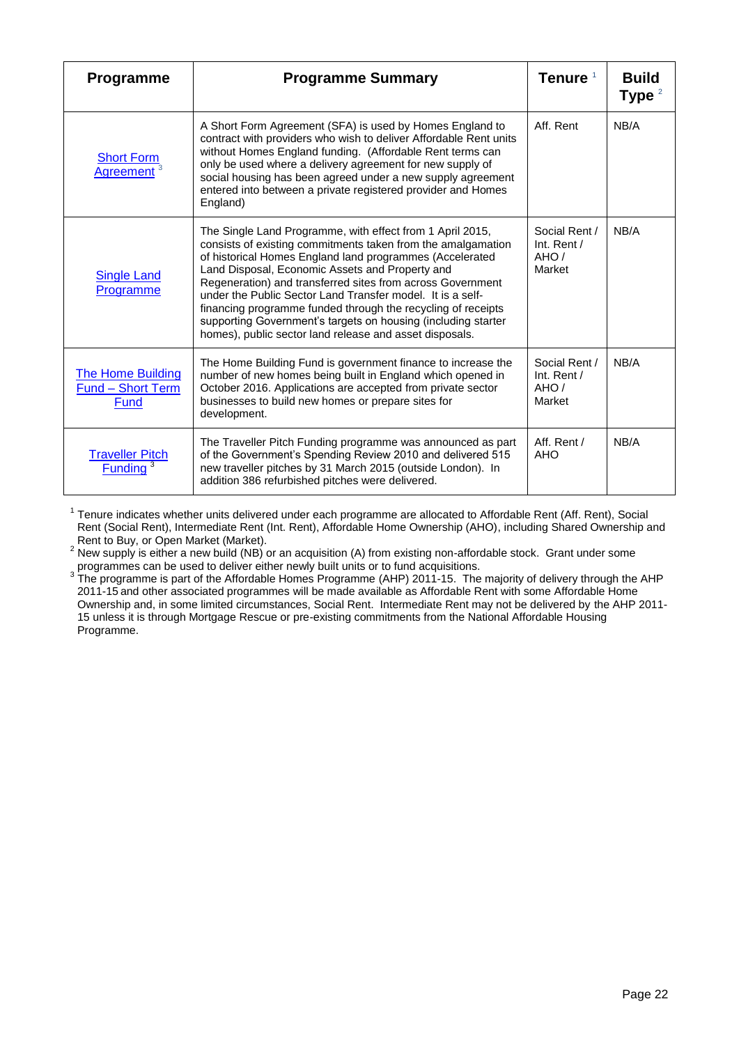| Programme | Programme Summary | Tenure [1] | Build Type [2] |
|---|---|---|---|
| Short Form Agreement [3] | A Short Form Agreement (SFA) is used by Homes England to contract with providers who wish to deliver Affordable Rent units without Homes England funding. (Affordable Rent terms can only be used where a delivery agreement for new supply of social housing has been agreed under a new supply agreement entered into between a private registered provider and Homes England) | Aff. Rent | NB/A |
| Single Land Programme | The Single Land Programme, with effect from 1 April 2015, consists of existing commitments taken from the amalgamation of historical Homes England land programmes (Accelerated Land Disposal, Economic Assets and Property and Regeneration) and transferred sites from across Government under the Public Sector Land Transfer model. It is a self-financing programme funded through the recycling of receipts supporting Government's targets on housing (including starter homes), public sector land release and asset disposals. | Social Rent / Int. Rent / AHO / Market | NB/A |
| The Home Building Fund – Short Term Fund | The Home Building Fund is government finance to increase the number of new homes being built in England which opened in October 2016. Applications are accepted from private sector businesses to build new homes or prepare sites for development. | Social Rent / Int. Rent / AHO / Market | NB/A |
| Traveller Pitch Funding [3] | The Traveller Pitch Funding programme was announced as part of the Government's Spending Review 2010 and delivered 515 new traveller pitches by 31 March 2015 (outside London). In addition 386 refurbished pitches were delivered. | Aff. Rent / AHO | NB/A |

[1] Tenure indicates whether units delivered under each programme are allocated to Affordable Rent (Aff. Rent), Social Rent (Social Rent), Intermediate Rent (Int. Rent), Affordable Home Ownership (AHO), including Shared Ownership and Rent to Buy, or Open Market (Market).

[2] New supply is either a new build (NB) or an acquisition (A) from existing non-affordable stock. Grant under some programmes can be used to deliver either newly built units or to fund acquisitions.

[3] The programme is part of the Affordable Homes Programme (AHP) 2011-15. The majority of delivery through the AHP 2011-15 and other associated programmes will be made available as Affordable Rent with some Affordable Home Ownership and, in some limited circumstances, Social Rent. Intermediate Rent may not be delivered by the AHP 2011-15 unless it is through Mortgage Rescue or pre-existing commitments from the National Affordable Housing Programme.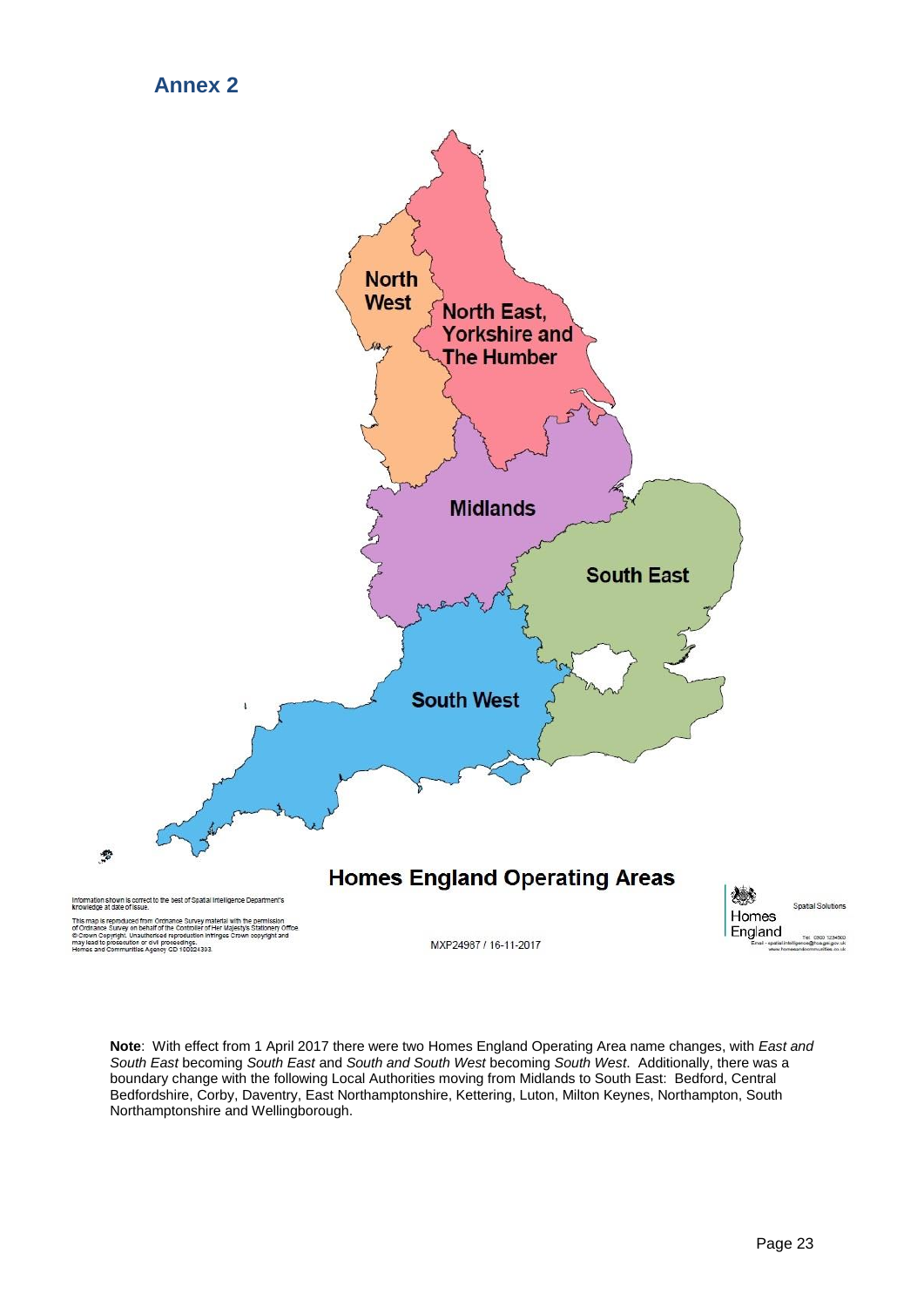## Annex 2

North West

North East, Yorkshire and The Humber

Midlands

South East

South West

**Homes England Operating Areas**

Information shown is correct to the best of Spatial Intelligence Department's knowledge at date of issue.

This map is reproduced from Ordnance Survey material with the permission of Ordnance Survey on behalf of the Controller of Her Majesty's Stationery Office © Crown Copyright. Unauthorised reproduction infringes Crown copyright and may lead to prosecution or civil proceedings. Homes and Communities Agency GD 100024393.

MXP24987 / 16-11-2017

Homes England — Spatial Solutions

**Note**: With effect from 1 April 2017 there were two Homes England Operating Area name changes, with *East and South East* becoming *South East* and *South and South West* becoming *South West*. Additionally, there was a boundary change with the following Local Authorities moving from Midlands to South East: Bedford, Central Bedfordshire, Corby, Daventry, East Northamptonshire, Kettering, Luton, Milton Keynes, Northampton, South Northamptonshire and Wellingborough.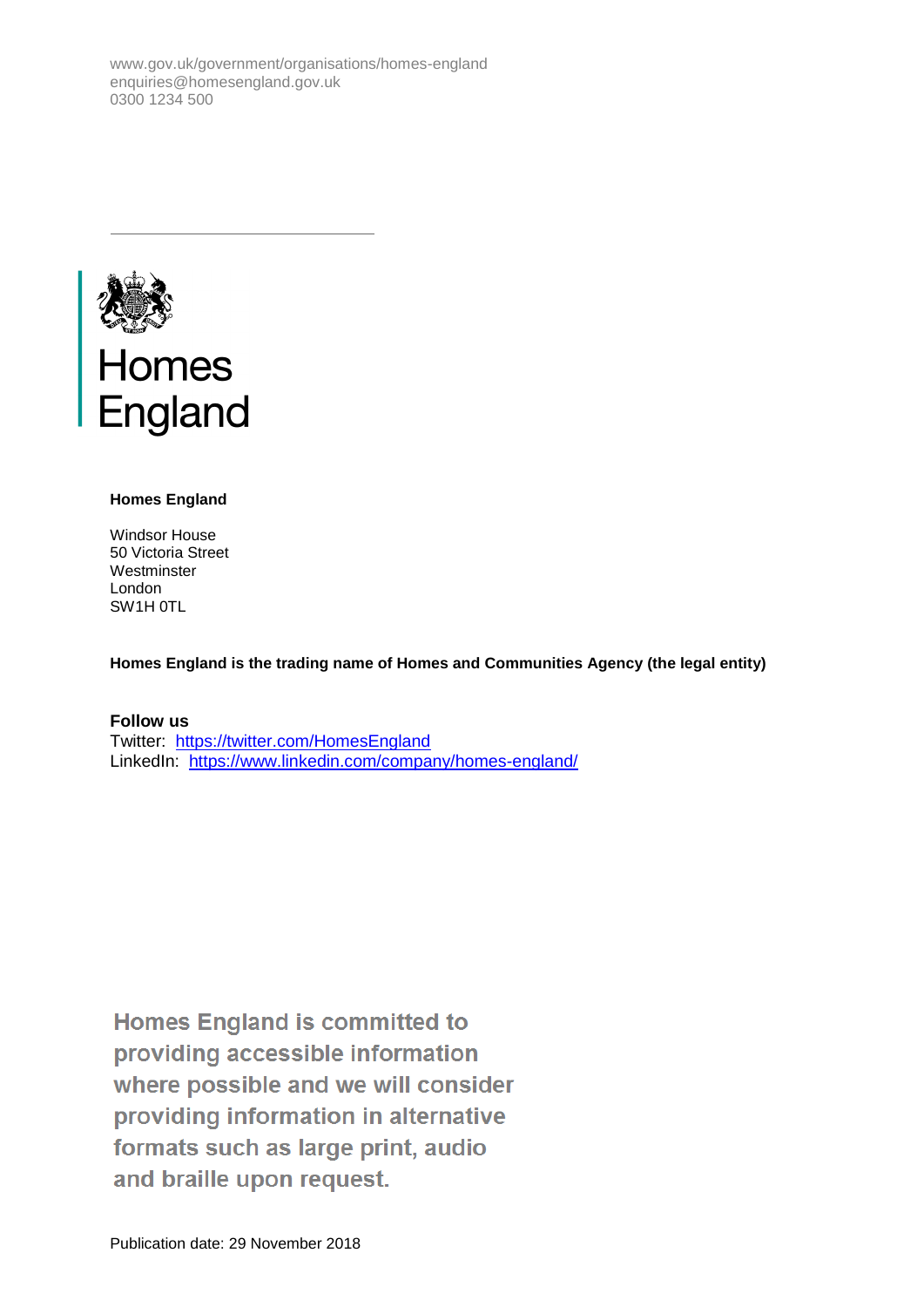www.gov.uk/government/organisations/homes-england
enquiries@homesengland.gov.uk
0300 1234 500

Homes
England

**Homes England**

Windsor House
50 Victoria Street
Westminster
London
SW1H 0TL

**Homes England is the trading name of Homes and Communities Agency (the legal entity)**

**Follow us**
Twitter: https://twitter.com/HomesEngland
LinkedIn: https://www.linkedin.com/company/homes-england/

Homes England is committed to providing accessible information where possible and we will consider providing information in alternative formats such as large print, audio and braille upon request.

Publication date: 29 November 2018